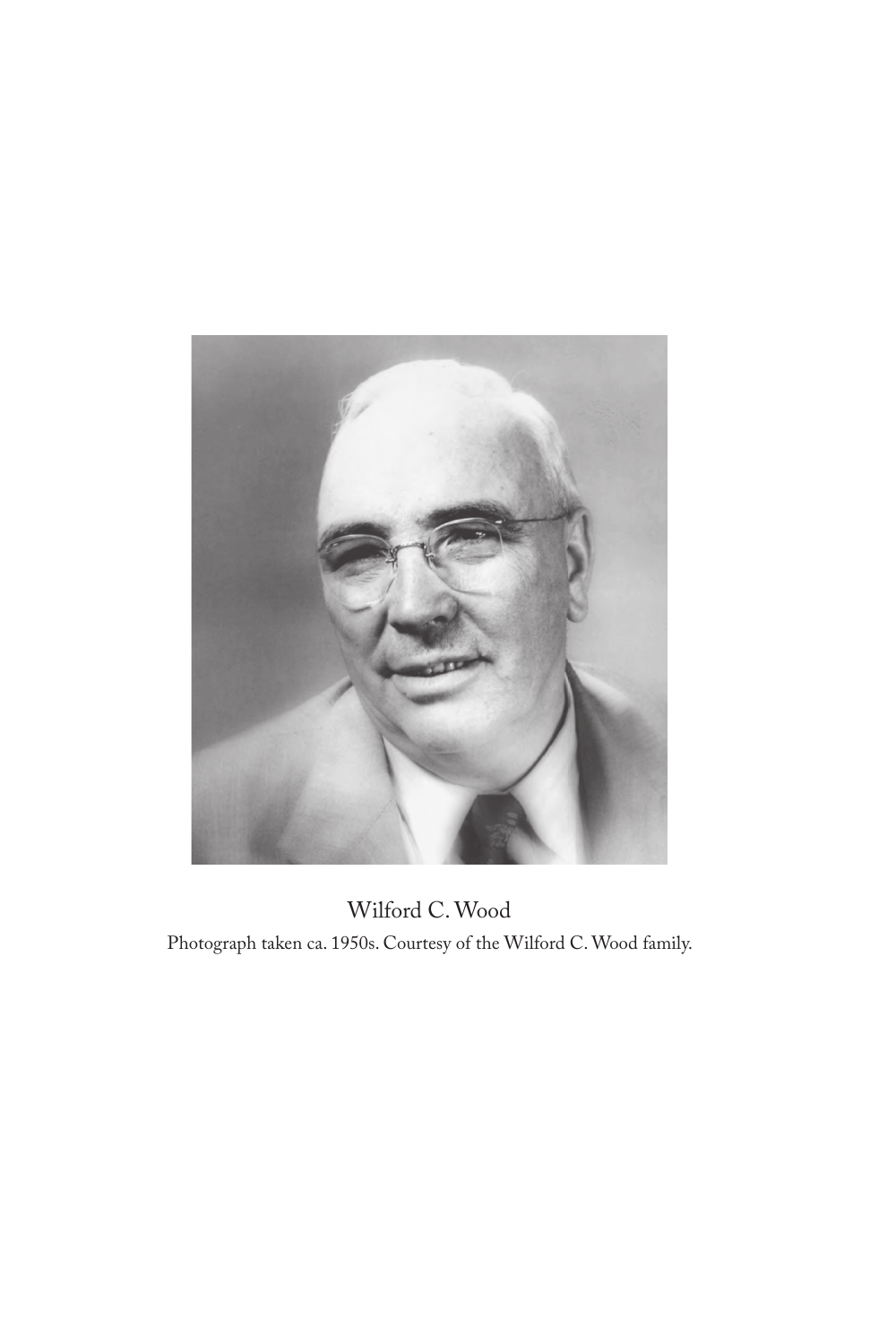Wilford C. Wood

Photograph taken ca. 1950s. Courtesy of the Wilford C. Wood family.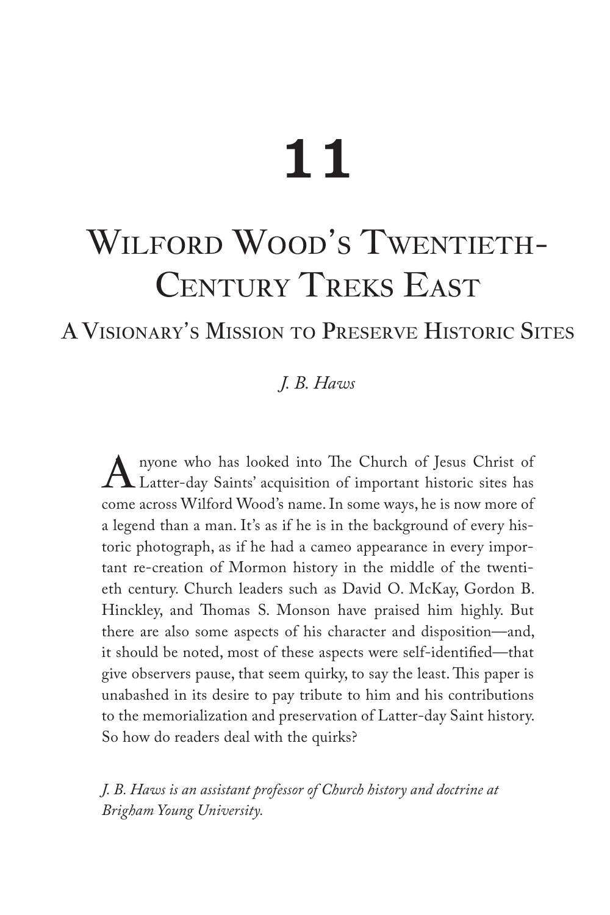# 11

# Wilford Wood's Twentieth-Century Treks East

## A Visionary's Mission to Preserve Historic Sites

*J. B. Haws*

Anyone who has looked into The Church of Jesus Christ of Latter-day Saints' acquisition of important historic sites has come across Wilford Wood's name. In some ways, he is now more of a legend than a man. It's as if he is in the background of every historic photograph, as if he had a cameo appearance in every important re-creation of Mormon history in the middle of the twentieth century. Church leaders such as David O. McKay, Gordon B. Hinckley, and Thomas S. Monson have praised him highly. But there are also some aspects of his character and disposition—and, it should be noted, most of these aspects were self-identified—that give observers pause, that seem quirky, to say the least. This paper is unabashed in its desire to pay tribute to him and his contributions to the memorialization and preservation of Latter-day Saint history. So how do readers deal with the quirks?

*J. B. Haws is an assistant professor of Church history and doctrine at Brigham Young University.*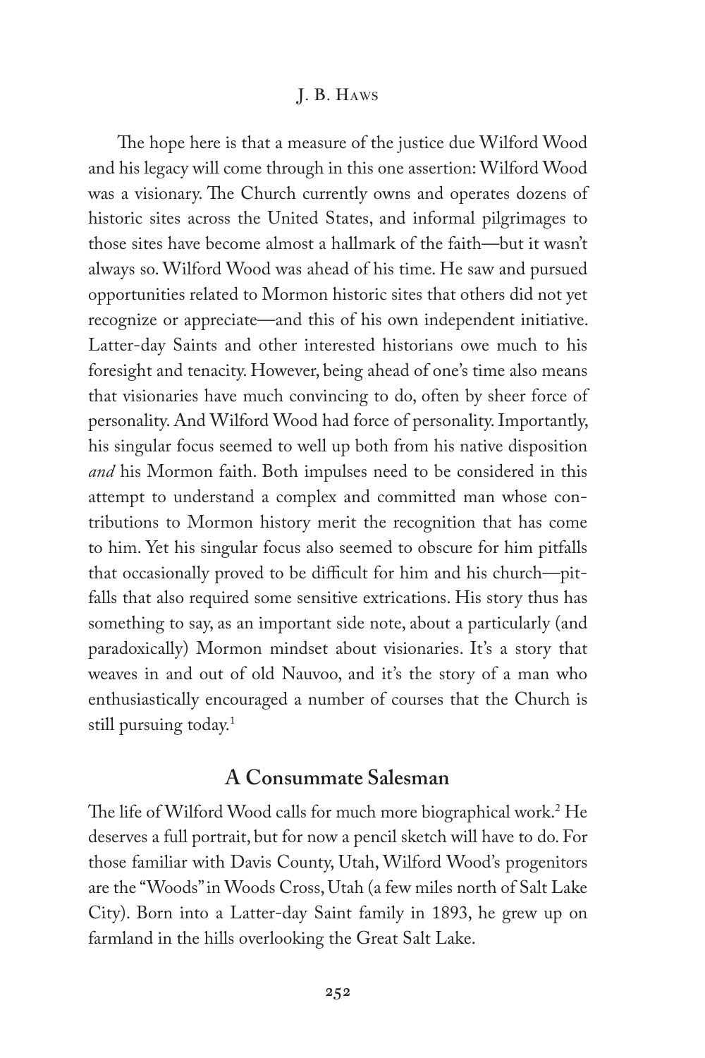The hope here is that a measure of the justice due Wilford Wood and his legacy will come through in this one assertion: Wilford Wood was a visionary. The Church currently owns and operates dozens of historic sites across the United States, and informal pilgrimages to those sites have become almost a hallmark of the faith—but it wasn't always so. Wilford Wood was ahead of his time. He saw and pursued opportunities related to Mormon historic sites that others did not yet recognize or appreciate—and this of his own independent initiative. Latter-day Saints and other interested historians owe much to his foresight and tenacity. However, being ahead of one's time also means that visionaries have much convincing to do, often by sheer force of personality. And Wilford Wood had force of personality. Importantly, his singular focus seemed to well up both from his native disposition *and* his Mormon faith. Both impulses need to be considered in this attempt to understand a complex and committed man whose contributions to Mormon history merit the recognition that has come to him. Yet his singular focus also seemed to obscure for him pitfalls that occasionally proved to be difficult for him and his church—pitfalls that also required some sensitive extrications. His story thus has something to say, as an important side note, about a particularly (and paradoxically) Mormon mindset about visionaries. It's a story that weaves in and out of old Nauvoo, and it's the story of a man who enthusiastically encouraged a number of courses that the Church is still pursuing today.[1]

## A Consummate Salesman

The life of Wilford Wood calls for much more biographical work.[2] He deserves a full portrait, but for now a pencil sketch will have to do. For those familiar with Davis County, Utah, Wilford Wood's progenitors are the "Woods" in Woods Cross, Utah (a few miles north of Salt Lake City). Born into a Latter-day Saint family in 1893, he grew up on farmland in the hills overlooking the Great Salt Lake.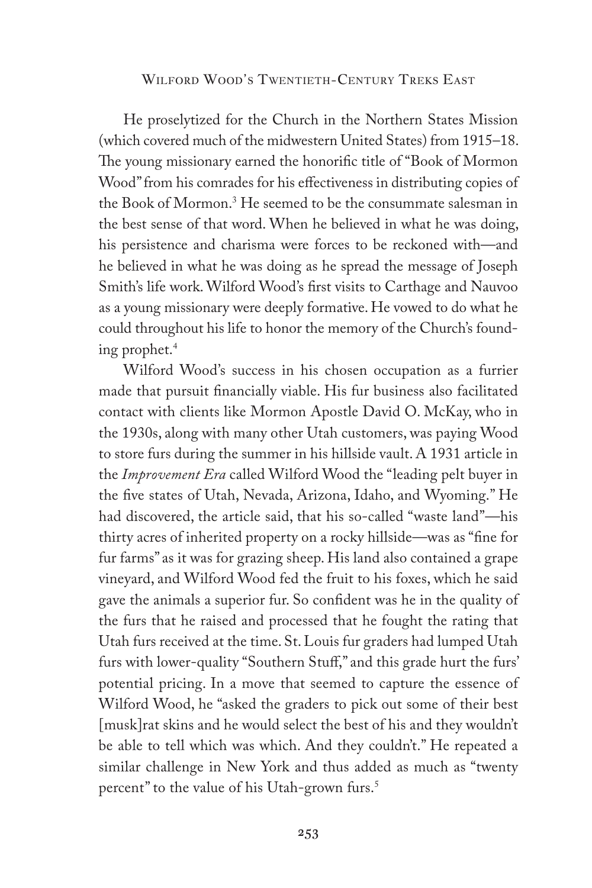He proselytized for the Church in the Northern States Mission (which covered much of the midwestern United States) from 1915–18. The young missionary earned the honorific title of "Book of Mormon Wood" from his comrades for his effectiveness in distributing copies of the Book of Mormon.[3] He seemed to be the consummate salesman in the best sense of that word. When he believed in what he was doing, his persistence and charisma were forces to be reckoned with—and he believed in what he was doing as he spread the message of Joseph Smith's life work. Wilford Wood's first visits to Carthage and Nauvoo as a young missionary were deeply formative. He vowed to do what he could throughout his life to honor the memory of the Church's founding prophet.[4]

Wilford Wood's success in his chosen occupation as a furrier made that pursuit financially viable. His fur business also facilitated contact with clients like Mormon Apostle David O. McKay, who in the 1930s, along with many other Utah customers, was paying Wood to store furs during the summer in his hillside vault. A 1931 article in the *Improvement Era* called Wilford Wood the "leading pelt buyer in the five states of Utah, Nevada, Arizona, Idaho, and Wyoming." He had discovered, the article said, that his so-called "waste land"—his thirty acres of inherited property on a rocky hillside—was as "fine for fur farms" as it was for grazing sheep. His land also contained a grape vineyard, and Wilford Wood fed the fruit to his foxes, which he said gave the animals a superior fur. So confident was he in the quality of the furs that he raised and processed that he fought the rating that Utah furs received at the time. St. Louis fur graders had lumped Utah furs with lower-quality "Southern Stuff," and this grade hurt the furs' potential pricing. In a move that seemed to capture the essence of Wilford Wood, he "asked the graders to pick out some of their best [musk]rat skins and he would select the best of his and they wouldn't be able to tell which was which. And they couldn't." He repeated a similar challenge in New York and thus added as much as "twenty percent" to the value of his Utah-grown furs.[5]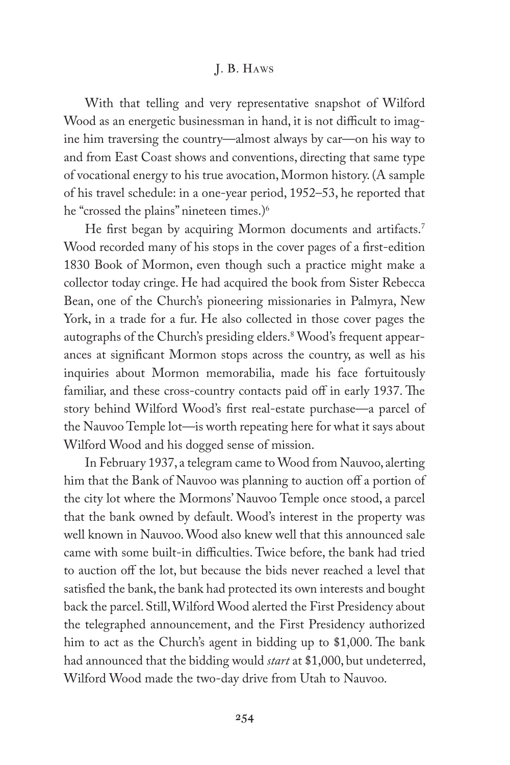With that telling and very representative snapshot of Wilford Wood as an energetic businessman in hand, it is not difficult to imagine him traversing the country—almost always by car—on his way to and from East Coast shows and conventions, directing that same type of vocational energy to his true avocation, Mormon history. (A sample of his travel schedule: in a one-year period, 1952–53, he reported that he "crossed the plains" nineteen times.)[6]

He first began by acquiring Mormon documents and artifacts.[7] Wood recorded many of his stops in the cover pages of a first-edition 1830 Book of Mormon, even though such a practice might make a collector today cringe. He had acquired the book from Sister Rebecca Bean, one of the Church's pioneering missionaries in Palmyra, New York, in a trade for a fur. He also collected in those cover pages the autographs of the Church's presiding elders.[8] Wood's frequent appearances at significant Mormon stops across the country, as well as his inquiries about Mormon memorabilia, made his face fortuitously familiar, and these cross-country contacts paid off in early 1937. The story behind Wilford Wood's first real-estate purchase—a parcel of the Nauvoo Temple lot—is worth repeating here for what it says about Wilford Wood and his dogged sense of mission.

In February 1937, a telegram came to Wood from Nauvoo, alerting him that the Bank of Nauvoo was planning to auction off a portion of the city lot where the Mormons' Nauvoo Temple once stood, a parcel that the bank owned by default. Wood's interest in the property was well known in Nauvoo. Wood also knew well that this announced sale came with some built-in difficulties. Twice before, the bank had tried to auction off the lot, but because the bids never reached a level that satisfied the bank, the bank had protected its own interests and bought back the parcel. Still, Wilford Wood alerted the First Presidency about the telegraphed announcement, and the First Presidency authorized him to act as the Church's agent in bidding up to $1,000. The bank had announced that the bidding would *start* at $1,000, but undeterred, Wilford Wood made the two-day drive from Utah to Nauvoo.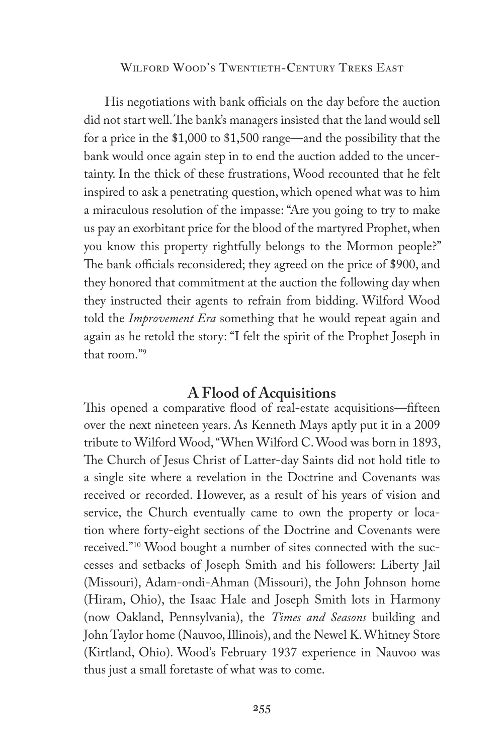His negotiations with bank officials on the day before the auction did not start well. The bank's managers insisted that the land would sell for a price in the $1,000 to $1,500 range—and the possibility that the bank would once again step in to end the auction added to the uncertainty. In the thick of these frustrations, Wood recounted that he felt inspired to ask a penetrating question, which opened what was to him a miraculous resolution of the impasse: "Are you going to try to make us pay an exorbitant price for the blood of the martyred Prophet, when you know this property rightfully belongs to the Mormon people?" The bank officials reconsidered; they agreed on the price of $900, and they honored that commitment at the auction the following day when they instructed their agents to refrain from bidding. Wilford Wood told the *Improvement Era* something that he would repeat again and again as he retold the story: "I felt the spirit of the Prophet Joseph in that room."[9]

## A Flood of Acquisitions

This opened a comparative flood of real-estate acquisitions—fifteen over the next nineteen years. As Kenneth Mays aptly put it in a 2009 tribute to Wilford Wood, "When Wilford C. Wood was born in 1893, The Church of Jesus Christ of Latter-day Saints did not hold title to a single site where a revelation in the Doctrine and Covenants was received or recorded. However, as a result of his years of vision and service, the Church eventually came to own the property or location where forty-eight sections of the Doctrine and Covenants were received."[10] Wood bought a number of sites connected with the successes and setbacks of Joseph Smith and his followers: Liberty Jail (Missouri), Adam-ondi-Ahman (Missouri), the John Johnson home (Hiram, Ohio), the Isaac Hale and Joseph Smith lots in Harmony (now Oakland, Pennsylvania), the *Times and Seasons* building and John Taylor home (Nauvoo, Illinois), and the Newel K. Whitney Store (Kirtland, Ohio). Wood's February 1937 experience in Nauvoo was thus just a small foretaste of what was to come.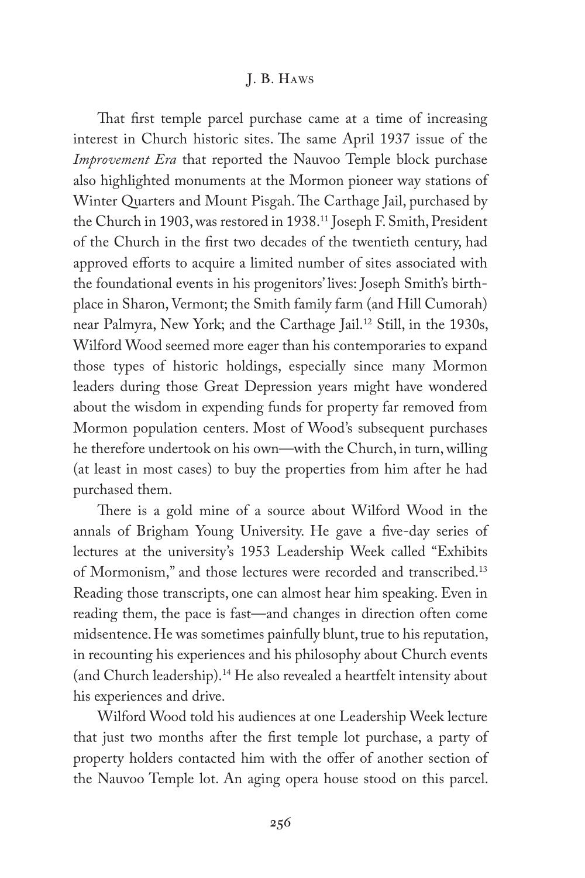That first temple parcel purchase came at a time of increasing interest in Church historic sites. The same April 1937 issue of the *Improvement Era* that reported the Nauvoo Temple block purchase also highlighted monuments at the Mormon pioneer way stations of Winter Quarters and Mount Pisgah. The Carthage Jail, purchased by the Church in 1903, was restored in 1938.[11] Joseph F. Smith, President of the Church in the first two decades of the twentieth century, had approved efforts to acquire a limited number of sites associated with the foundational events in his progenitors' lives: Joseph Smith's birthplace in Sharon, Vermont; the Smith family farm (and Hill Cumorah) near Palmyra, New York; and the Carthage Jail.[12] Still, in the 1930s, Wilford Wood seemed more eager than his contemporaries to expand those types of historic holdings, especially since many Mormon leaders during those Great Depression years might have wondered about the wisdom in expending funds for property far removed from Mormon population centers. Most of Wood's subsequent purchases he therefore undertook on his own—with the Church, in turn, willing (at least in most cases) to buy the properties from him after he had purchased them.

There is a gold mine of a source about Wilford Wood in the annals of Brigham Young University. He gave a five-day series of lectures at the university's 1953 Leadership Week called "Exhibits of Mormonism," and those lectures were recorded and transcribed.[13] Reading those transcripts, one can almost hear him speaking. Even in reading them, the pace is fast—and changes in direction often come midsentence. He was sometimes painfully blunt, true to his reputation, in recounting his experiences and his philosophy about Church events (and Church leadership).[14] He also revealed a heartfelt intensity about his experiences and drive.

Wilford Wood told his audiences at one Leadership Week lecture that just two months after the first temple lot purchase, a party of property holders contacted him with the offer of another section of the Nauvoo Temple lot. An aging opera house stood on this parcel.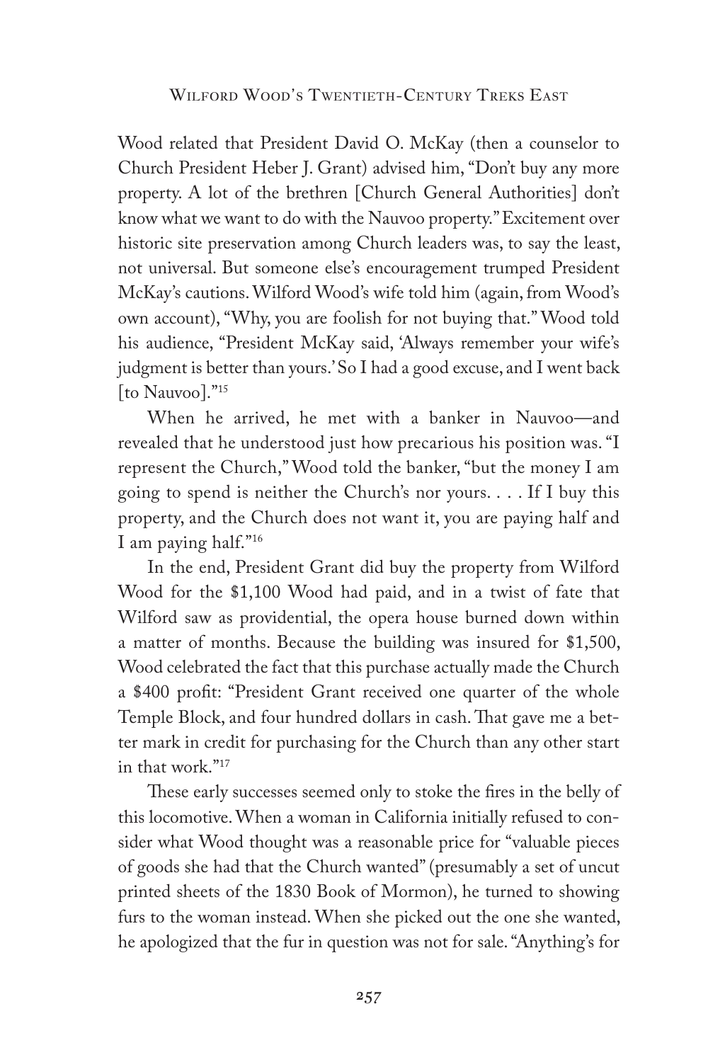Wood related that President David O. McKay (then a counselor to Church President Heber J. Grant) advised him, "Don't buy any more property. A lot of the brethren [Church General Authorities] don't know what we want to do with the Nauvoo property." Excitement over historic site preservation among Church leaders was, to say the least, not universal. But someone else's encouragement trumped President McKay's cautions. Wilford Wood's wife told him (again, from Wood's own account), "Why, you are foolish for not buying that." Wood told his audience, "President McKay said, 'Always remember your wife's judgment is better than yours.' So I had a good excuse, and I went back [to Nauvoo]."[15]

When he arrived, he met with a banker in Nauvoo—and revealed that he understood just how precarious his position was. "I represent the Church," Wood told the banker, "but the money I am going to spend is neither the Church's nor yours. . . . If I buy this property, and the Church does not want it, you are paying half and I am paying half."[16]

In the end, President Grant did buy the property from Wilford Wood for the $1,100 Wood had paid, and in a twist of fate that Wilford saw as providential, the opera house burned down within a matter of months. Because the building was insured for $1,500, Wood celebrated the fact that this purchase actually made the Church a $400 profit: "President Grant received one quarter of the whole Temple Block, and four hundred dollars in cash. That gave me a better mark in credit for purchasing for the Church than any other start in that work."[17]

These early successes seemed only to stoke the fires in the belly of this locomotive. When a woman in California initially refused to consider what Wood thought was a reasonable price for "valuable pieces of goods she had that the Church wanted" (presumably a set of uncut printed sheets of the 1830 Book of Mormon), he turned to showing furs to the woman instead. When she picked out the one she wanted, he apologized that the fur in question was not for sale. "Anything's for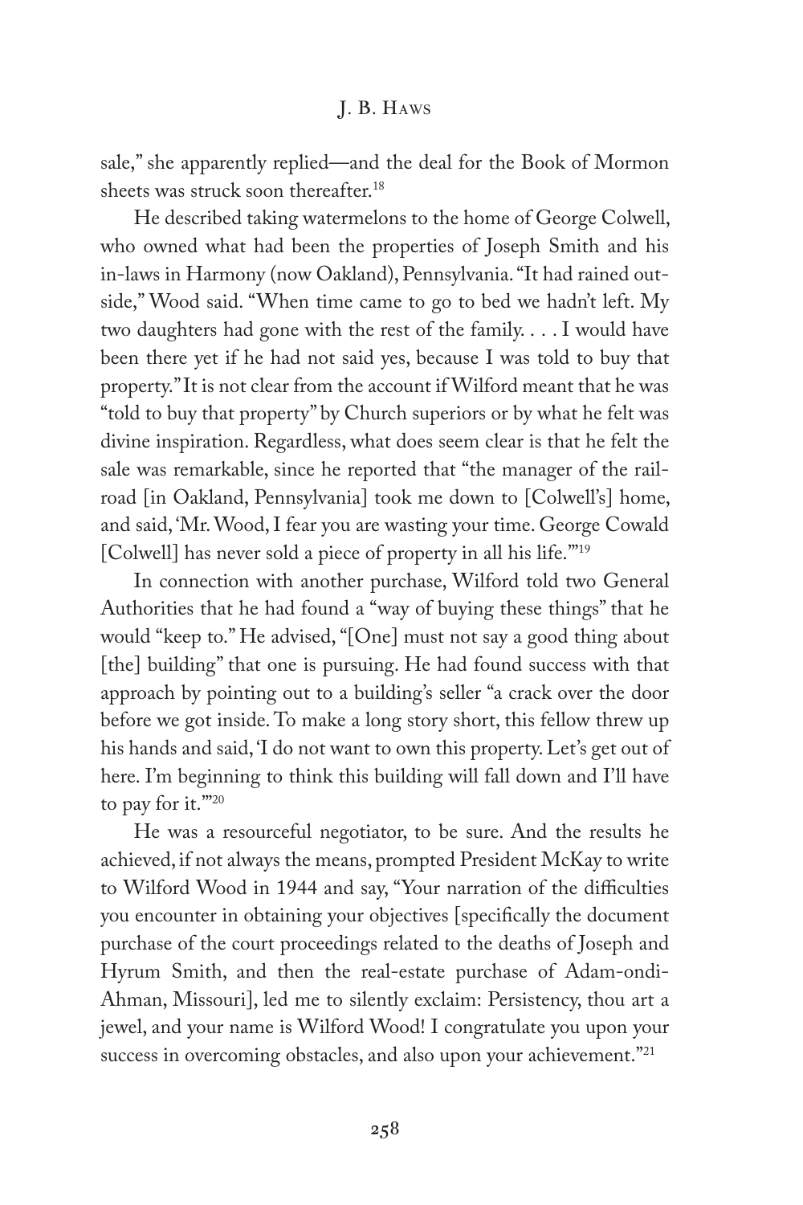sale," she apparently replied—and the deal for the Book of Mormon sheets was struck soon thereafter.[18]

He described taking watermelons to the home of George Colwell, who owned what had been the properties of Joseph Smith and his in-laws in Harmony (now Oakland), Pennsylvania. "It had rained outside," Wood said. "When time came to go to bed we hadn't left. My two daughters had gone with the rest of the family. . . . I would have been there yet if he had not said yes, because I was told to buy that property." It is not clear from the account if Wilford meant that he was "told to buy that property" by Church superiors or by what he felt was divine inspiration. Regardless, what does seem clear is that he felt the sale was remarkable, since he reported that "the manager of the railroad [in Oakland, Pennsylvania] took me down to [Colwell's] home, and said, 'Mr. Wood, I fear you are wasting your time. George Cowald [Colwell] has never sold a piece of property in all his life.'"[19]

In connection with another purchase, Wilford told two General Authorities that he had found a "way of buying these things" that he would "keep to." He advised, "[One] must not say a good thing about [the] building" that one is pursuing. He had found success with that approach by pointing out to a building's seller "a crack over the door before we got inside. To make a long story short, this fellow threw up his hands and said, 'I do not want to own this property. Let's get out of here. I'm beginning to think this building will fall down and I'll have to pay for it.'"[20]

He was a resourceful negotiator, to be sure. And the results he achieved, if not always the means, prompted President McKay to write to Wilford Wood in 1944 and say, "Your narration of the difficulties you encounter in obtaining your objectives [specifically the document purchase of the court proceedings related to the deaths of Joseph and Hyrum Smith, and then the real-estate purchase of Adam-ondi-Ahman, Missouri], led me to silently exclaim: Persistency, thou art a jewel, and your name is Wilford Wood! I congratulate you upon your success in overcoming obstacles, and also upon your achievement."[21]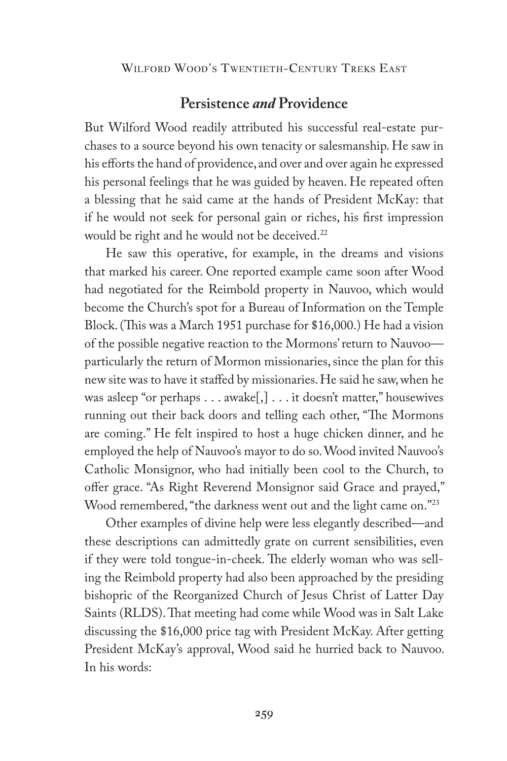## Persistence *and* Providence

But Wilford Wood readily attributed his successful real-estate purchases to a source beyond his own tenacity or salesmanship. He saw in his efforts the hand of providence, and over and over again he expressed his personal feelings that he was guided by heaven. He repeated often a blessing that he said came at the hands of President McKay: that if he would not seek for personal gain or riches, his first impression would be right and he would not be deceived.[22]

He saw this operative, for example, in the dreams and visions that marked his career. One reported example came soon after Wood had negotiated for the Reimbold property in Nauvoo, which would become the Church's spot for a Bureau of Information on the Temple Block. (This was a March 1951 purchase for $16,000.) He had a vision of the possible negative reaction to the Mormons' return to Nauvoo—particularly the return of Mormon missionaries, since the plan for this new site was to have it staffed by missionaries. He said he saw, when he was asleep "or perhaps . . . awake[,] . . . it doesn't matter," housewives running out their back doors and telling each other, "The Mormons are coming." He felt inspired to host a huge chicken dinner, and he employed the help of Nauvoo's mayor to do so. Wood invited Nauvoo's Catholic Monsignor, who had initially been cool to the Church, to offer grace. "As Right Reverend Monsignor said Grace and prayed," Wood remembered, "the darkness went out and the light came on."[23]

Other examples of divine help were less elegantly described—and these descriptions can admittedly grate on current sensibilities, even if they were told tongue-in-cheek. The elderly woman who was selling the Reimbold property had also been approached by the presiding bishopric of the Reorganized Church of Jesus Christ of Latter Day Saints (RLDS). That meeting had come while Wood was in Salt Lake discussing the $16,000 price tag with President McKay. After getting President McKay's approval, Wood said he hurried back to Nauvoo. In his words: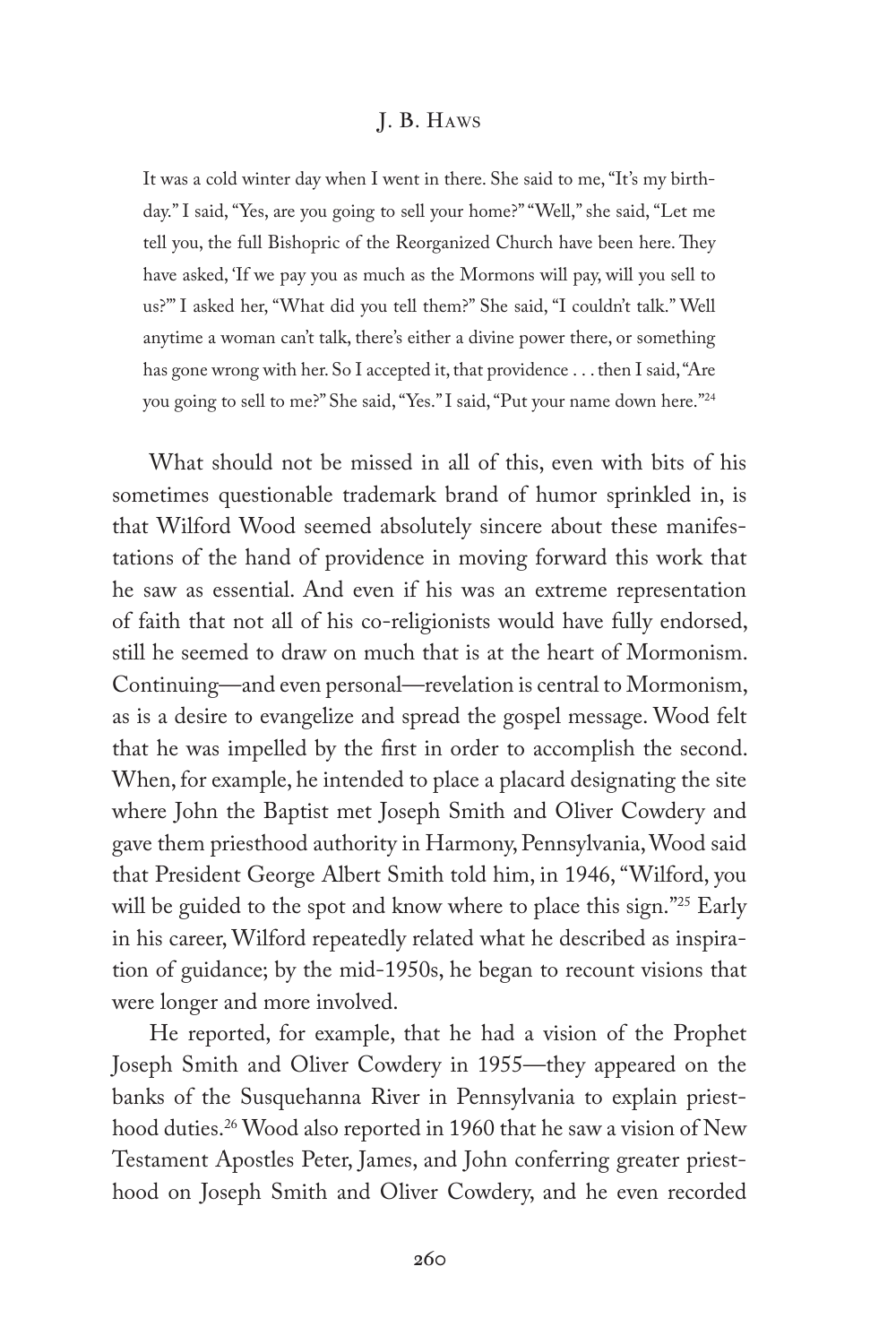> It was a cold winter day when I went in there. She said to me, "It's my birthday." I said, "Yes, are you going to sell your home?" "Well," she said, "Let me tell you, the full Bishopric of the Reorganized Church have been here. They have asked, 'If we pay you as much as the Mormons will pay, will you sell to us?'" I asked her, "What did you tell them?" She said, "I couldn't talk." Well anytime a woman can't talk, there's either a divine power there, or something has gone wrong with her. So I accepted it, that providence . . . then I said, "Are you going to sell to me?" She said, "Yes." I said, "Put your name down here."[24]

What should not be missed in all of this, even with bits of his sometimes questionable trademark brand of humor sprinkled in, is that Wilford Wood seemed absolutely sincere about these manifestations of the hand of providence in moving forward this work that he saw as essential. And even if his was an extreme representation of faith that not all of his co-religionists would have fully endorsed, still he seemed to draw on much that is at the heart of Mormonism. Continuing—and even personal—revelation is central to Mormonism, as is a desire to evangelize and spread the gospel message. Wood felt that he was impelled by the first in order to accomplish the second. When, for example, he intended to place a placard designating the site where John the Baptist met Joseph Smith and Oliver Cowdery and gave them priesthood authority in Harmony, Pennsylvania, Wood said that President George Albert Smith told him, in 1946, "Wilford, you will be guided to the spot and know where to place this sign."[25] Early in his career, Wilford repeatedly related what he described as inspiration of guidance; by the mid-1950s, he began to recount visions that were longer and more involved.

He reported, for example, that he had a vision of the Prophet Joseph Smith and Oliver Cowdery in 1955—they appeared on the banks of the Susquehanna River in Pennsylvania to explain priesthood duties.[26] Wood also reported in 1960 that he saw a vision of New Testament Apostles Peter, James, and John conferring greater priesthood on Joseph Smith and Oliver Cowdery, and he even recorded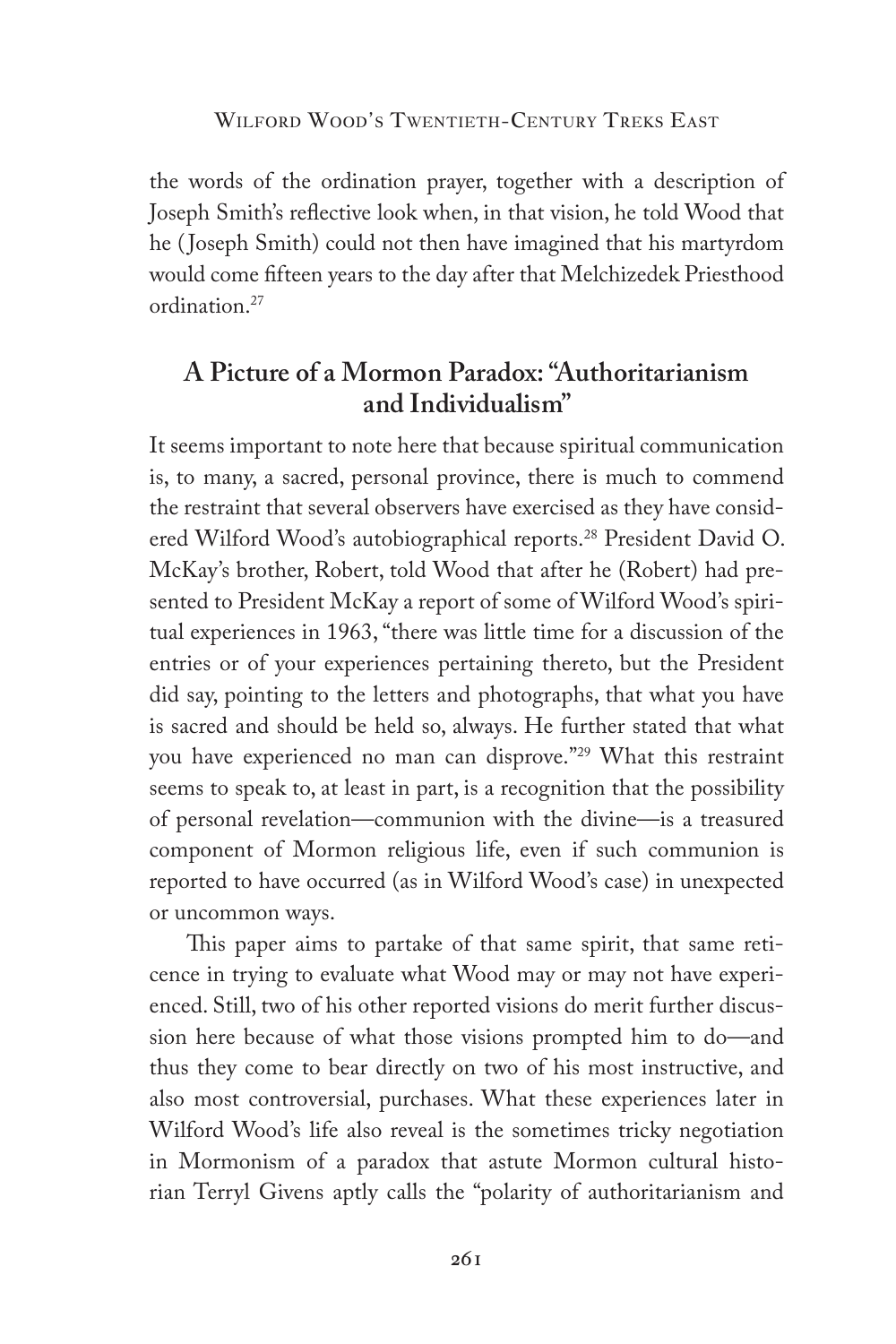the words of the ordination prayer, together with a description of Joseph Smith's reflective look when, in that vision, he told Wood that he (Joseph Smith) could not then have imagined that his martyrdom would come fifteen years to the day after that Melchizedek Priesthood ordination.[27]

## A Picture of a Mormon Paradox: "Authoritarianism and Individualism"

It seems important to note here that because spiritual communication is, to many, a sacred, personal province, there is much to commend the restraint that several observers have exercised as they have considered Wilford Wood's autobiographical reports.[28] President David O. McKay's brother, Robert, told Wood that after he (Robert) had presented to President McKay a report of some of Wilford Wood's spiritual experiences in 1963, "there was little time for a discussion of the entries or of your experiences pertaining thereto, but the President did say, pointing to the letters and photographs, that what you have is sacred and should be held so, always. He further stated that what you have experienced no man can disprove."[29] What this restraint seems to speak to, at least in part, is a recognition that the possibility of personal revelation—communion with the divine—is a treasured component of Mormon religious life, even if such communion is reported to have occurred (as in Wilford Wood's case) in unexpected or uncommon ways.

This paper aims to partake of that same spirit, that same reticence in trying to evaluate what Wood may or may not have experienced. Still, two of his other reported visions do merit further discussion here because of what those visions prompted him to do—and thus they come to bear directly on two of his most instructive, and also most controversial, purchases. What these experiences later in Wilford Wood's life also reveal is the sometimes tricky negotiation in Mormonism of a paradox that astute Mormon cultural historian Terryl Givens aptly calls the "polarity of authoritarianism and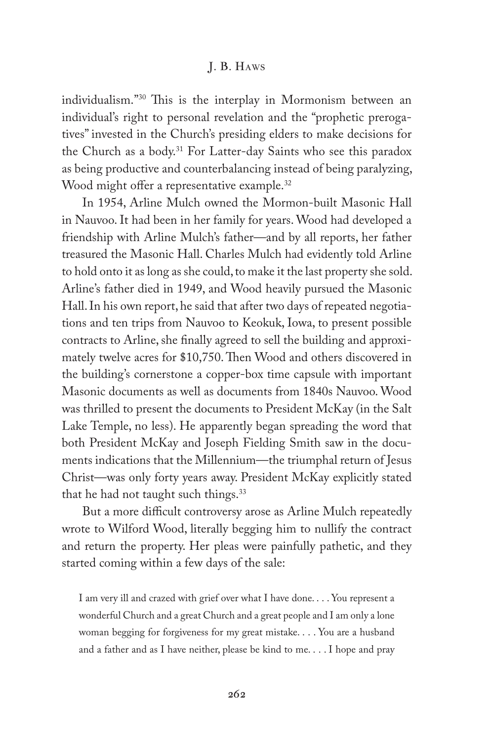individualism."[30] This is the interplay in Mormonism between an individual's right to personal revelation and the "prophetic prerogatives" invested in the Church's presiding elders to make decisions for the Church as a body.[31] For Latter-day Saints who see this paradox as being productive and counterbalancing instead of being paralyzing, Wood might offer a representative example.[32]

In 1954, Arline Mulch owned the Mormon-built Masonic Hall in Nauvoo. It had been in her family for years. Wood had developed a friendship with Arline Mulch's father—and by all reports, her father treasured the Masonic Hall. Charles Mulch had evidently told Arline to hold onto it as long as she could, to make it the last property she sold. Arline's father died in 1949, and Wood heavily pursued the Masonic Hall. In his own report, he said that after two days of repeated negotiations and ten trips from Nauvoo to Keokuk, Iowa, to present possible contracts to Arline, she finally agreed to sell the building and approximately twelve acres for $10,750. Then Wood and others discovered in the building's cornerstone a copper-box time capsule with important Masonic documents as well as documents from 1840s Nauvoo. Wood was thrilled to present the documents to President McKay (in the Salt Lake Temple, no less). He apparently began spreading the word that both President McKay and Joseph Fielding Smith saw in the documents indications that the Millennium—the triumphal return of Jesus Christ—was only forty years away. President McKay explicitly stated that he had not taught such things.[33]

But a more difficult controversy arose as Arline Mulch repeatedly wrote to Wilford Wood, literally begging him to nullify the contract and return the property. Her pleas were painfully pathetic, and they started coming within a few days of the sale:

> I am very ill and crazed with grief over what I have done. . . . You represent a wonderful Church and a great Church and a great people and I am only a lone woman begging for forgiveness for my great mistake. . . . You are a husband and a father and as I have neither, please be kind to me. . . . I hope and pray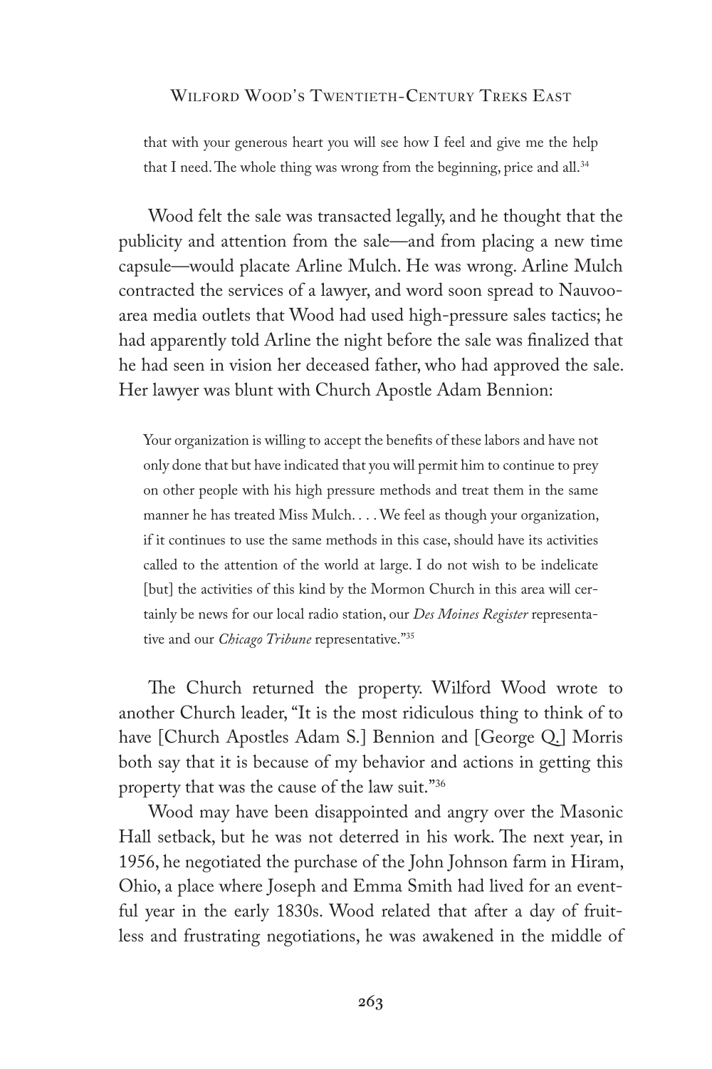> that with your generous heart you will see how I feel and give me the help that I need. The whole thing was wrong from the beginning, price and all.[34]

Wood felt the sale was transacted legally, and he thought that the publicity and attention from the sale—and from placing a new time capsule—would placate Arline Mulch. He was wrong. Arline Mulch contracted the services of a lawyer, and word soon spread to Nauvoo-area media outlets that Wood had used high-pressure sales tactics; he had apparently told Arline the night before the sale was finalized that he had seen in vision her deceased father, who had approved the sale. Her lawyer was blunt with Church Apostle Adam Bennion:

> Your organization is willing to accept the benefits of these labors and have not only done that but have indicated that you will permit him to continue to prey on other people with his high pressure methods and treat them in the same manner he has treated Miss Mulch. . . . We feel as though your organization, if it continues to use the same methods in this case, should have its activities called to the attention of the world at large. I do not wish to be indelicate [but] the activities of this kind by the Mormon Church in this area will certainly be news for our local radio station, our *Des Moines Register* representative and our *Chicago Tribune* representative."[35]

The Church returned the property. Wilford Wood wrote to another Church leader, "It is the most ridiculous thing to think of to have [Church Apostles Adam S.] Bennion and [George Q.] Morris both say that it is because of my behavior and actions in getting this property that was the cause of the law suit."[36]

Wood may have been disappointed and angry over the Masonic Hall setback, but he was not deterred in his work. The next year, in 1956, he negotiated the purchase of the John Johnson farm in Hiram, Ohio, a place where Joseph and Emma Smith had lived for an eventful year in the early 1830s. Wood related that after a day of fruitless and frustrating negotiations, he was awakened in the middle of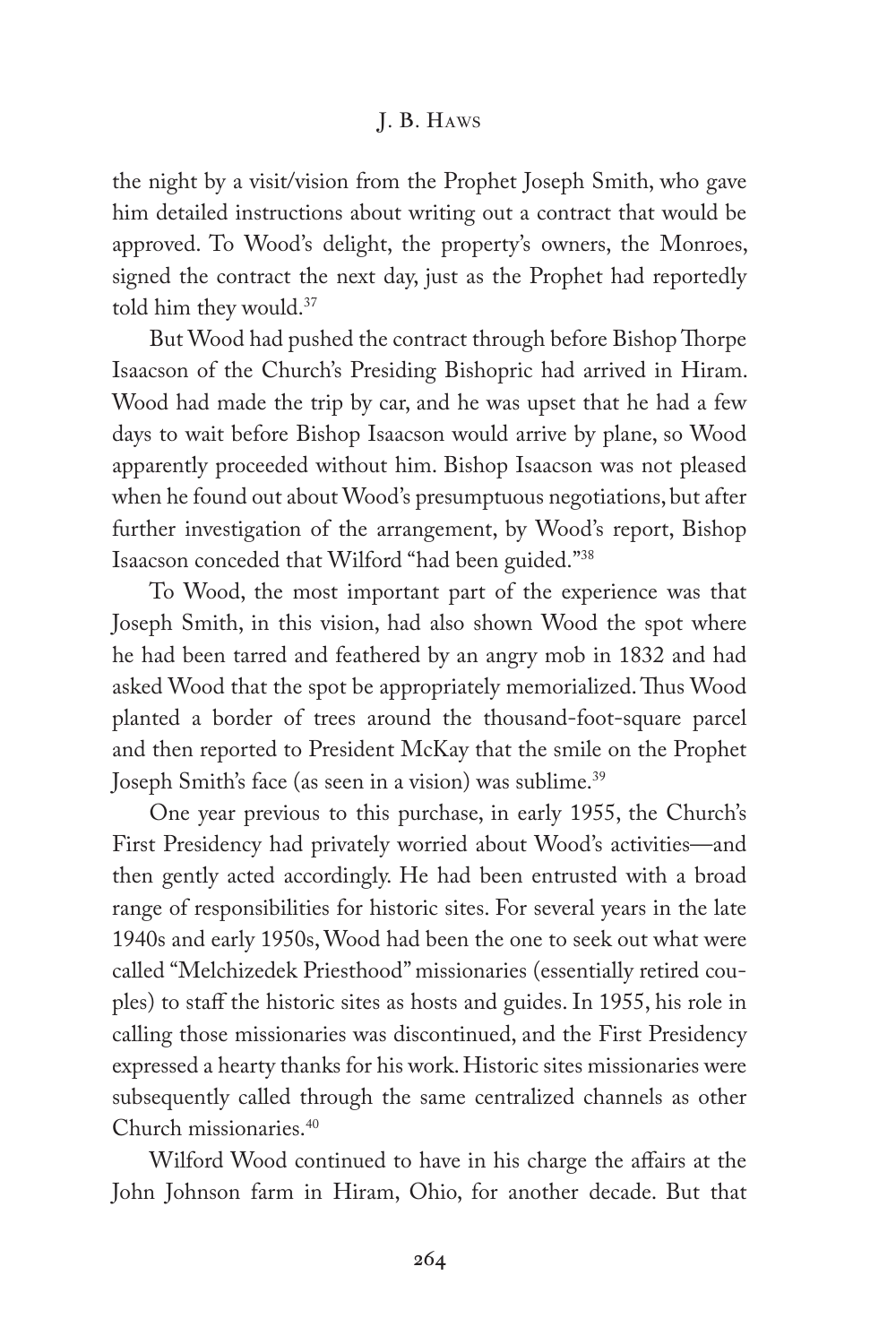the night by a visit/vision from the Prophet Joseph Smith, who gave him detailed instructions about writing out a contract that would be approved. To Wood's delight, the property's owners, the Monroes, signed the contract the next day, just as the Prophet had reportedly told him they would.[37]

But Wood had pushed the contract through before Bishop Thorpe Isaacson of the Church's Presiding Bishopric had arrived in Hiram. Wood had made the trip by car, and he was upset that he had a few days to wait before Bishop Isaacson would arrive by plane, so Wood apparently proceeded without him. Bishop Isaacson was not pleased when he found out about Wood's presumptuous negotiations, but after further investigation of the arrangement, by Wood's report, Bishop Isaacson conceded that Wilford "had been guided."[38]

To Wood, the most important part of the experience was that Joseph Smith, in this vision, had also shown Wood the spot where he had been tarred and feathered by an angry mob in 1832 and had asked Wood that the spot be appropriately memorialized. Thus Wood planted a border of trees around the thousand-foot-square parcel and then reported to President McKay that the smile on the Prophet Joseph Smith's face (as seen in a vision) was sublime.[39]

One year previous to this purchase, in early 1955, the Church's First Presidency had privately worried about Wood's activities—and then gently acted accordingly. He had been entrusted with a broad range of responsibilities for historic sites. For several years in the late 1940s and early 1950s, Wood had been the one to seek out what were called "Melchizedek Priesthood" missionaries (essentially retired couples) to staff the historic sites as hosts and guides. In 1955, his role in calling those missionaries was discontinued, and the First Presidency expressed a hearty thanks for his work. Historic sites missionaries were subsequently called through the same centralized channels as other Church missionaries.[40]

Wilford Wood continued to have in his charge the affairs at the John Johnson farm in Hiram, Ohio, for another decade. But that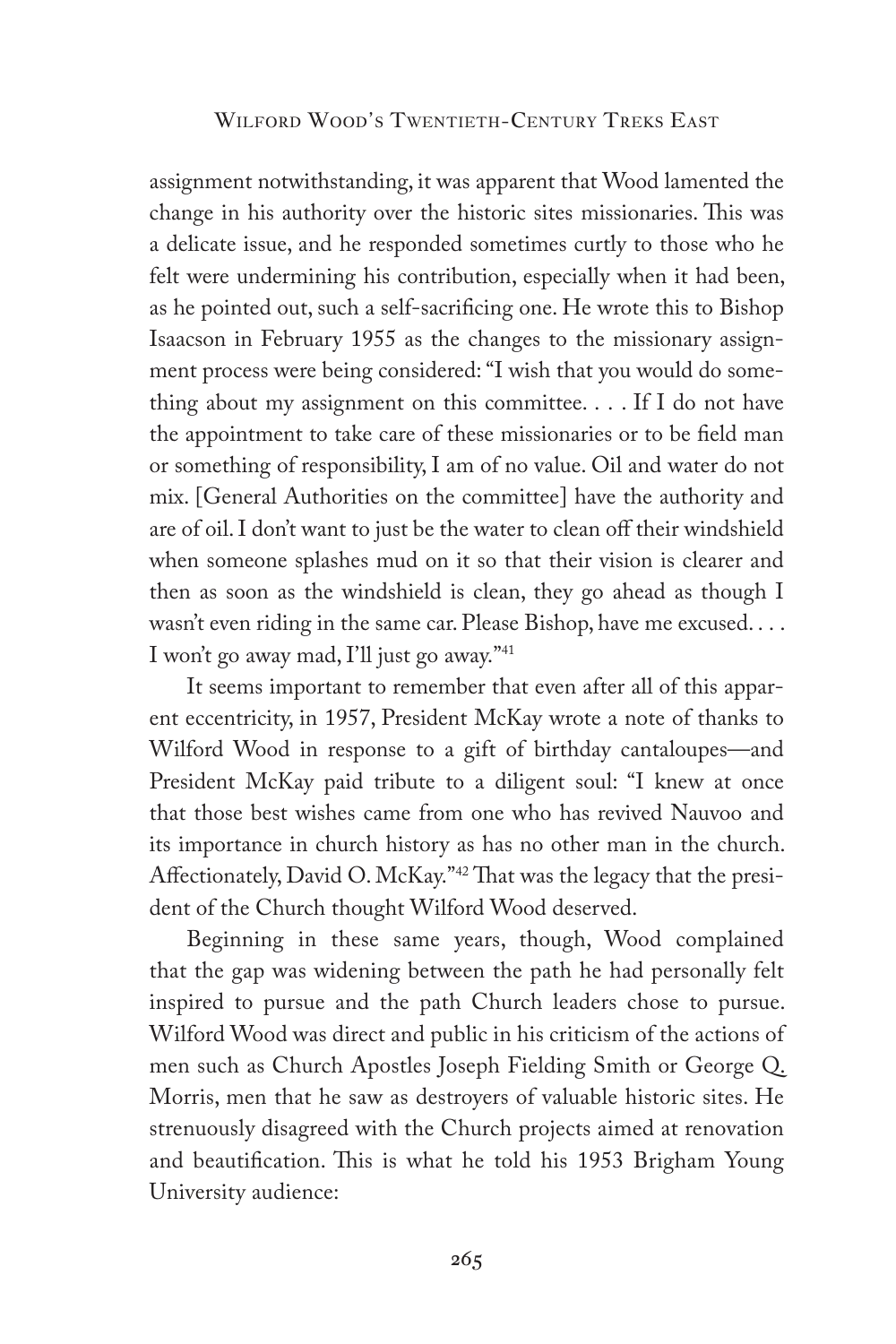assignment notwithstanding, it was apparent that Wood lamented the change in his authority over the historic sites missionaries. This was a delicate issue, and he responded sometimes curtly to those who he felt were undermining his contribution, especially when it had been, as he pointed out, such a self-sacrificing one. He wrote this to Bishop Isaacson in February 1955 as the changes to the missionary assignment process were being considered: "I wish that you would do something about my assignment on this committee. . . . If I do not have the appointment to take care of these missionaries or to be field man or something of responsibility, I am of no value. Oil and water do not mix. [General Authorities on the committee] have the authority and are of oil. I don't want to just be the water to clean off their windshield when someone splashes mud on it so that their vision is clearer and then as soon as the windshield is clean, they go ahead as though I wasn't even riding in the same car. Please Bishop, have me excused. . . . I won't go away mad, I'll just go away."[41]

It seems important to remember that even after all of this apparent eccentricity, in 1957, President McKay wrote a note of thanks to Wilford Wood in response to a gift of birthday cantaloupes—and President McKay paid tribute to a diligent soul: "I knew at once that those best wishes came from one who has revived Nauvoo and its importance in church history as has no other man in the church. Affectionately, David O. McKay."[42] That was the legacy that the president of the Church thought Wilford Wood deserved.

Beginning in these same years, though, Wood complained that the gap was widening between the path he had personally felt inspired to pursue and the path Church leaders chose to pursue. Wilford Wood was direct and public in his criticism of the actions of men such as Church Apostles Joseph Fielding Smith or George Q. Morris, men that he saw as destroyers of valuable historic sites. He strenuously disagreed with the Church projects aimed at renovation and beautification. This is what he told his 1953 Brigham Young University audience: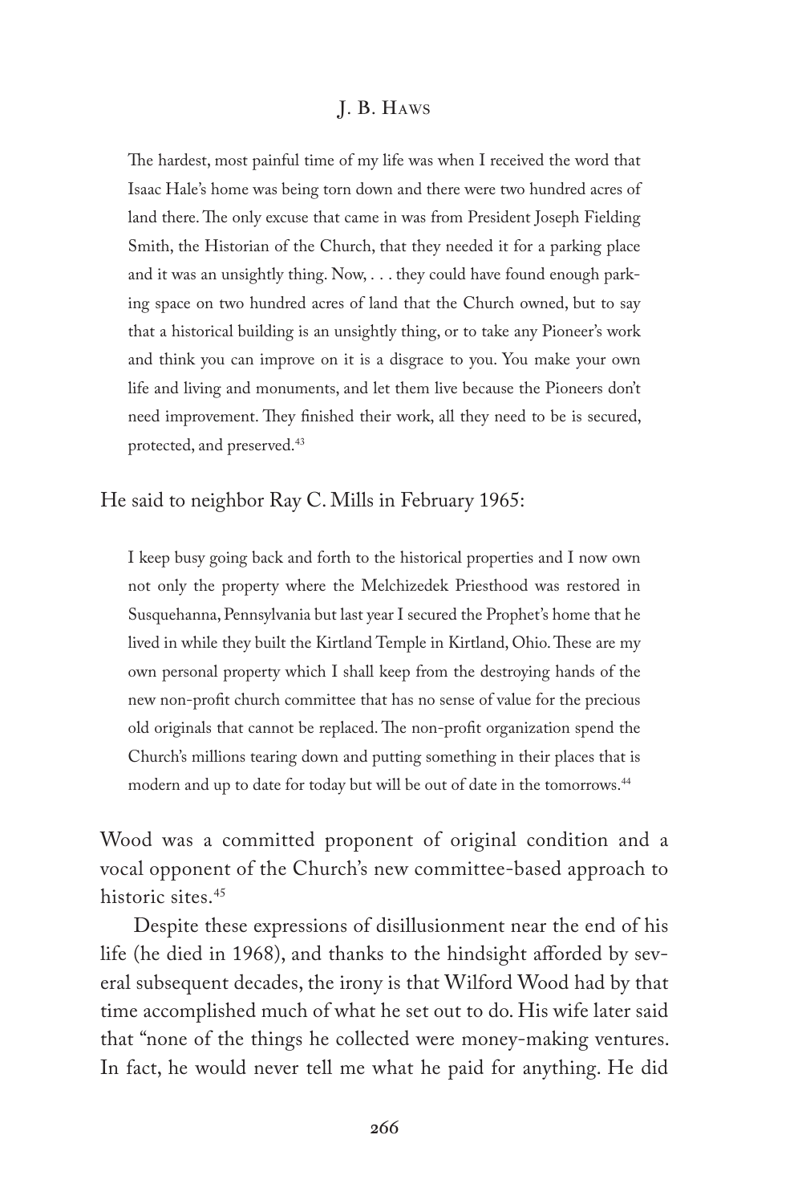> The hardest, most painful time of my life was when I received the word that Isaac Hale's home was being torn down and there were two hundred acres of land there. The only excuse that came in was from President Joseph Fielding Smith, the Historian of the Church, that they needed it for a parking place and it was an unsightly thing. Now, . . . they could have found enough parking space on two hundred acres of land that the Church owned, but to say that a historical building is an unsightly thing, or to take any Pioneer's work and think you can improve on it is a disgrace to you. You make your own life and living and monuments, and let them live because the Pioneers don't need improvement. They finished their work, all they need to be is secured, protected, and preserved.[43]

He said to neighbor Ray C. Mills in February 1965:

> I keep busy going back and forth to the historical properties and I now own not only the property where the Melchizedek Priesthood was restored in Susquehanna, Pennsylvania but last year I secured the Prophet's home that he lived in while they built the Kirtland Temple in Kirtland, Ohio. These are my own personal property which I shall keep from the destroying hands of the new non-profit church committee that has no sense of value for the precious old originals that cannot be replaced. The non-profit organization spend the Church's millions tearing down and putting something in their places that is modern and up to date for today but will be out of date in the tomorrows.[44]

Wood was a committed proponent of original condition and a vocal opponent of the Church's new committee-based approach to historic sites.[45]

Despite these expressions of disillusionment near the end of his life (he died in 1968), and thanks to the hindsight afforded by several subsequent decades, the irony is that Wilford Wood had by that time accomplished much of what he set out to do. His wife later said that "none of the things he collected were money-making ventures. In fact, he would never tell me what he paid for anything. He did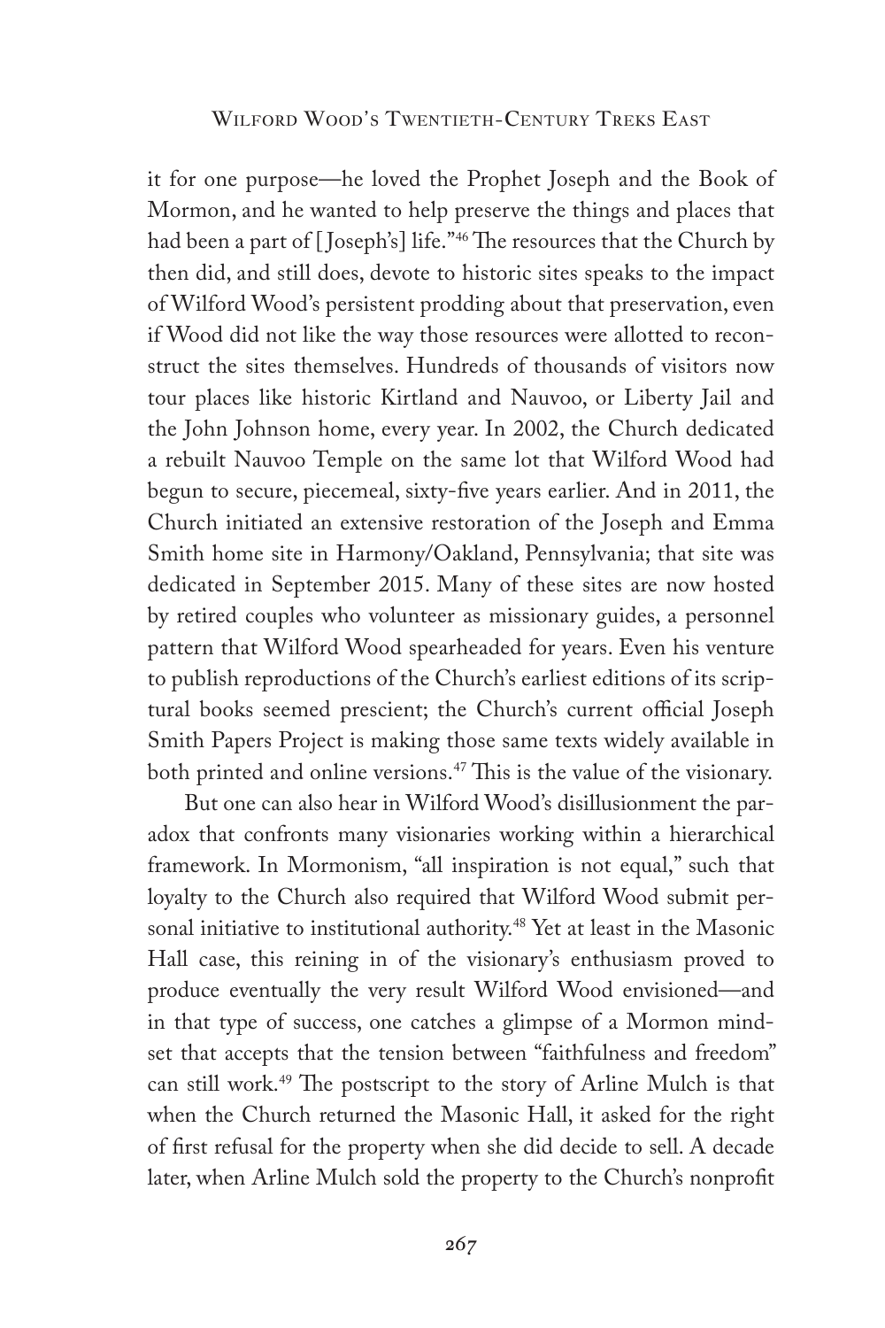it for one purpose—he loved the Prophet Joseph and the Book of Mormon, and he wanted to help preserve the things and places that had been a part of [Joseph's] life."[46] The resources that the Church by then did, and still does, devote to historic sites speaks to the impact of Wilford Wood's persistent prodding about that preservation, even if Wood did not like the way those resources were allotted to reconstruct the sites themselves. Hundreds of thousands of visitors now tour places like historic Kirtland and Nauvoo, or Liberty Jail and the John Johnson home, every year. In 2002, the Church dedicated a rebuilt Nauvoo Temple on the same lot that Wilford Wood had begun to secure, piecemeal, sixty-five years earlier. And in 2011, the Church initiated an extensive restoration of the Joseph and Emma Smith home site in Harmony/Oakland, Pennsylvania; that site was dedicated in September 2015. Many of these sites are now hosted by retired couples who volunteer as missionary guides, a personnel pattern that Wilford Wood spearheaded for years. Even his venture to publish reproductions of the Church's earliest editions of its scriptural books seemed prescient; the Church's current official Joseph Smith Papers Project is making those same texts widely available in both printed and online versions.[47] This is the value of the visionary.

But one can also hear in Wilford Wood's disillusionment the paradox that confronts many visionaries working within a hierarchical framework. In Mormonism, "all inspiration is not equal," such that loyalty to the Church also required that Wilford Wood submit personal initiative to institutional authority.[48] Yet at least in the Masonic Hall case, this reining in of the visionary's enthusiasm proved to produce eventually the very result Wilford Wood envisioned—and in that type of success, one catches a glimpse of a Mormon mindset that accepts that the tension between "faithfulness and freedom" can still work.[49] The postscript to the story of Arline Mulch is that when the Church returned the Masonic Hall, it asked for the right of first refusal for the property when she did decide to sell. A decade later, when Arline Mulch sold the property to the Church's nonprofit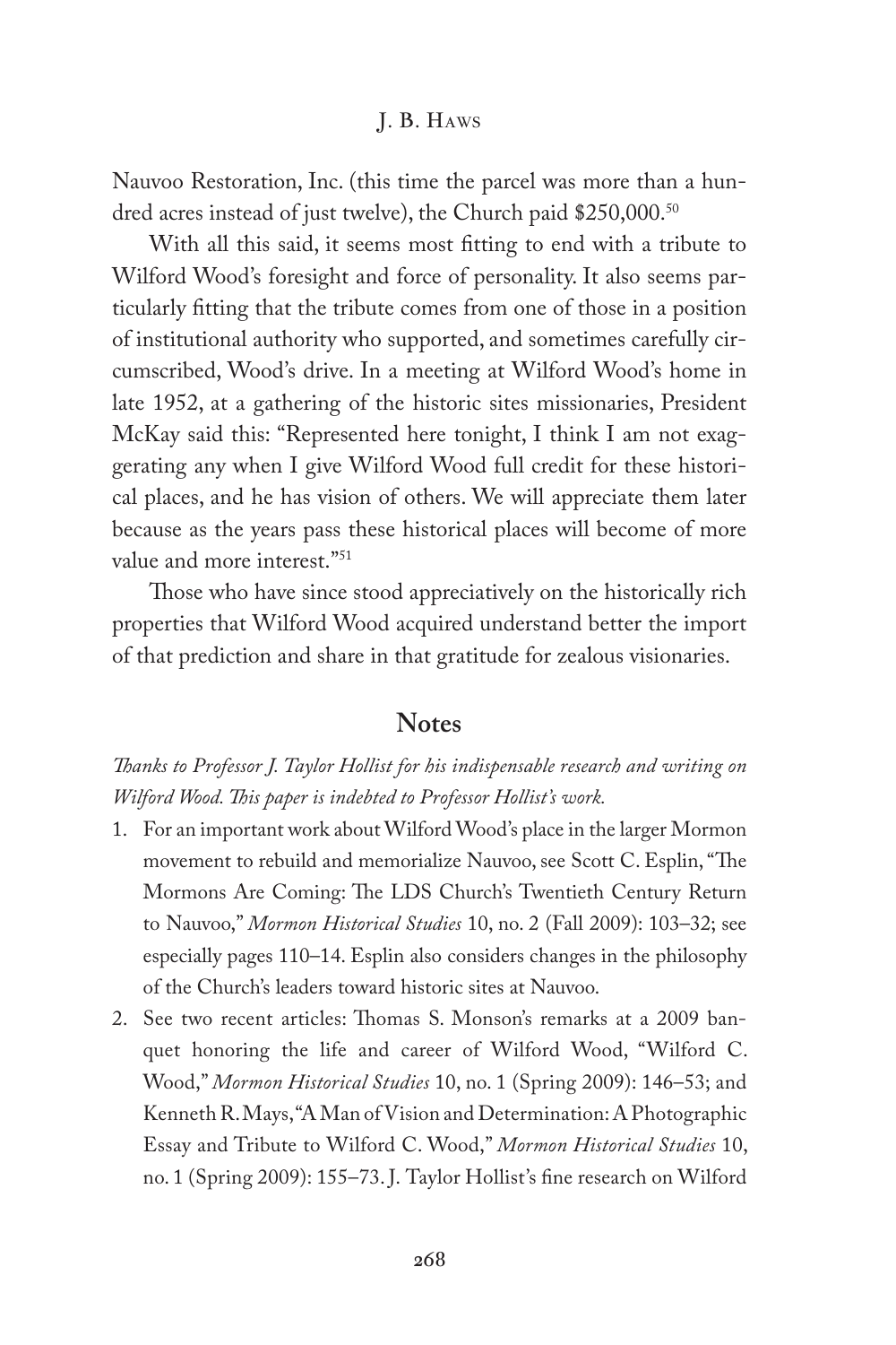Nauvoo Restoration, Inc. (this time the parcel was more than a hundred acres instead of just twelve), the Church paid $250,000.[50]

With all this said, it seems most fitting to end with a tribute to Wilford Wood's foresight and force of personality. It also seems particularly fitting that the tribute comes from one of those in a position of institutional authority who supported, and sometimes carefully circumscribed, Wood's drive. In a meeting at Wilford Wood's home in late 1952, at a gathering of the historic sites missionaries, President McKay said this: "Represented here tonight, I think I am not exaggerating any when I give Wilford Wood full credit for these historical places, and he has vision of others. We will appreciate them later because as the years pass these historical places will become of more value and more interest."[51]

Those who have since stood appreciatively on the historically rich properties that Wilford Wood acquired understand better the import of that prediction and share in that gratitude for zealous visionaries.

## Notes

*Thanks to Professor J. Taylor Hollist for his indispensable research and writing on Wilford Wood. This paper is indebted to Professor Hollist's work.*

1. For an important work about Wilford Wood's place in the larger Mormon movement to rebuild and memorialize Nauvoo, see Scott C. Esplin, "The Mormons Are Coming: The LDS Church's Twentieth Century Return to Nauvoo," *Mormon Historical Studies* 10, no. 2 (Fall 2009): 103–32; see especially pages 110–14. Esplin also considers changes in the philosophy of the Church's leaders toward historic sites at Nauvoo.
2. See two recent articles: Thomas S. Monson's remarks at a 2009 banquet honoring the life and career of Wilford Wood, "Wilford C. Wood," *Mormon Historical Studies* 10, no. 1 (Spring 2009): 146–53; and Kenneth R. Mays, "A Man of Vision and Determination: A Photographic Essay and Tribute to Wilford C. Wood," *Mormon Historical Studies* 10, no. 1 (Spring 2009): 155–73. J. Taylor Hollist's fine research on Wilford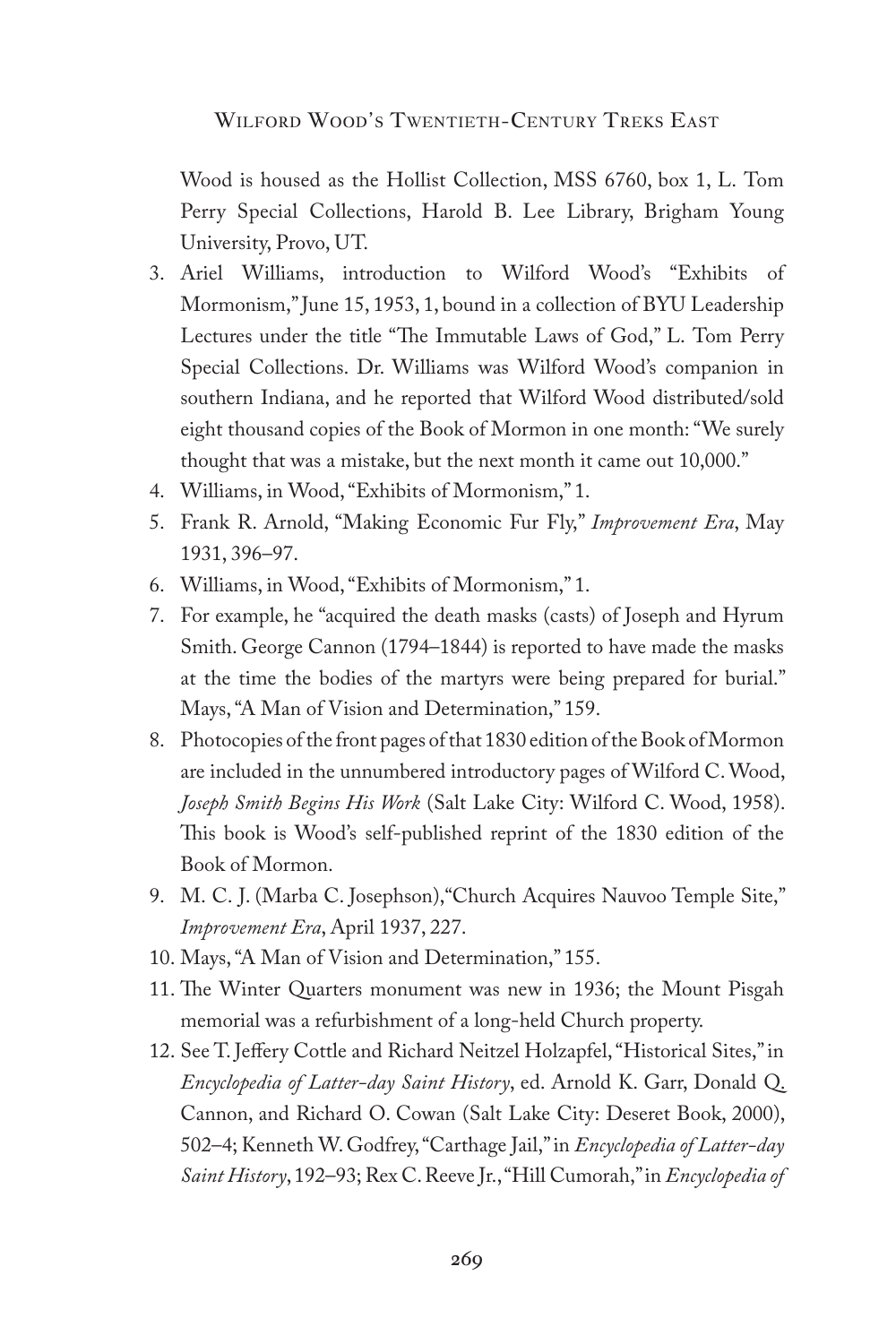Wood is housed as the Hollist Collection, MSS 6760, box 1, L. Tom Perry Special Collections, Harold B. Lee Library, Brigham Young University, Provo, UT.

3. Ariel Williams, introduction to Wilford Wood's "Exhibits of Mormonism," June 15, 1953, 1, bound in a collection of BYU Leadership Lectures under the title "The Immutable Laws of God," L. Tom Perry Special Collections. Dr. Williams was Wilford Wood's companion in southern Indiana, and he reported that Wilford Wood distributed/sold eight thousand copies of the Book of Mormon in one month: "We surely thought that was a mistake, but the next month it came out 10,000."
4. Williams, in Wood, "Exhibits of Mormonism," 1.
5. Frank R. Arnold, "Making Economic Fur Fly," *Improvement Era*, May 1931, 396–97.
6. Williams, in Wood, "Exhibits of Mormonism," 1.
7. For example, he "acquired the death masks (casts) of Joseph and Hyrum Smith. George Cannon (1794–1844) is reported to have made the masks at the time the bodies of the martyrs were being prepared for burial." Mays, "A Man of Vision and Determination," 159.
8. Photocopies of the front pages of that 1830 edition of the Book of Mormon are included in the unnumbered introductory pages of Wilford C. Wood, *Joseph Smith Begins His Work* (Salt Lake City: Wilford C. Wood, 1958). This book is Wood's self-published reprint of the 1830 edition of the Book of Mormon.
9. M. C. J. (Marba C. Josephson), "Church Acquires Nauvoo Temple Site," *Improvement Era*, April 1937, 227.
10. Mays, "A Man of Vision and Determination," 155.
11. The Winter Quarters monument was new in 1936; the Mount Pisgah memorial was a refurbishment of a long-held Church property.
12. See T. Jeffery Cottle and Richard Neitzel Holzapfel, "Historical Sites," in *Encyclopedia of Latter-day Saint History*, ed. Arnold K. Garr, Donald Q. Cannon, and Richard O. Cowan (Salt Lake City: Deseret Book, 2000), 502–4; Kenneth W. Godfrey, "Carthage Jail," in *Encyclopedia of Latter-day Saint History*, 192–93; Rex C. Reeve Jr., "Hill Cumorah," in *Encyclopedia of*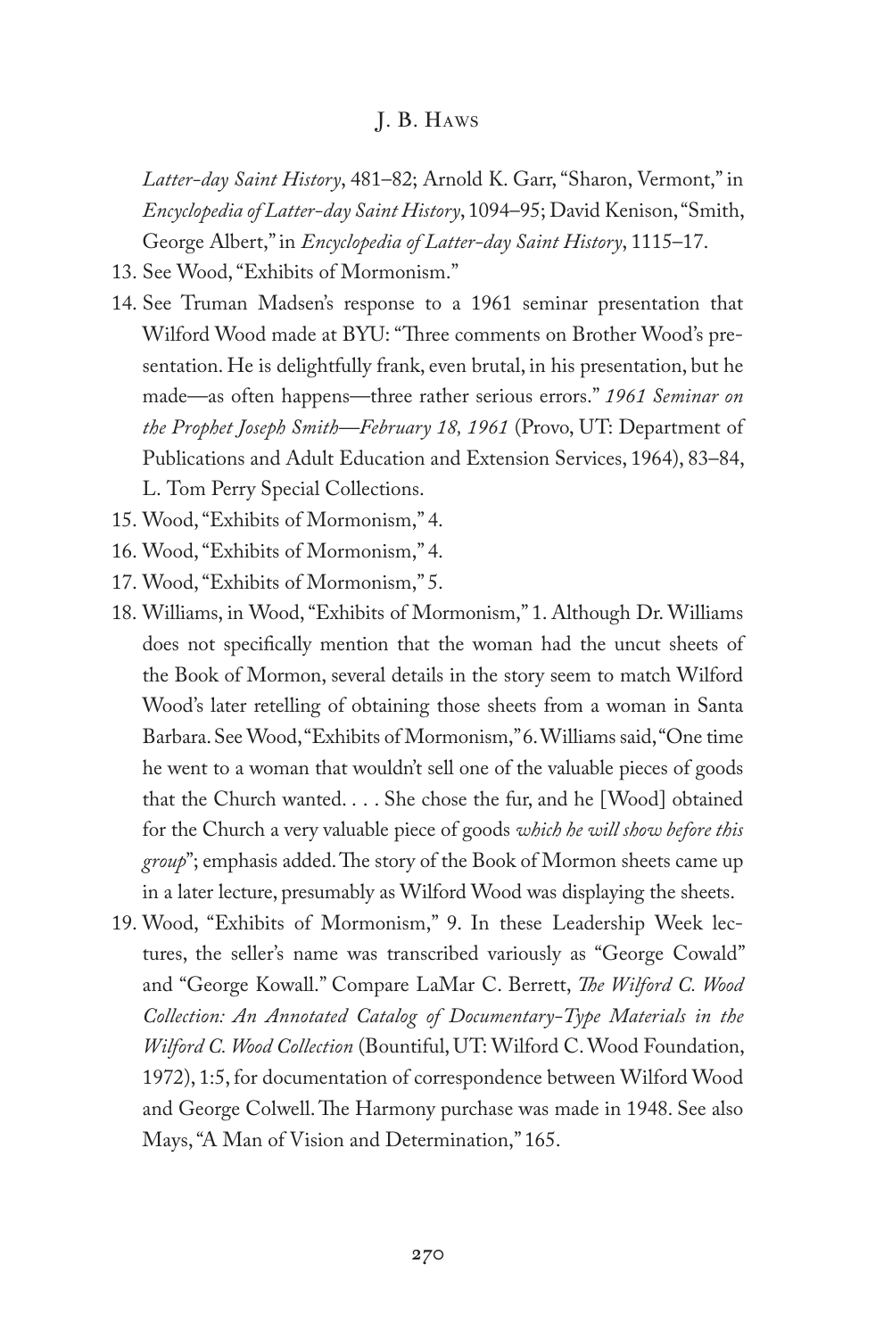*Latter-day Saint History*, 481–82; Arnold K. Garr, "Sharon, Vermont," in *Encyclopedia of Latter-day Saint History*, 1094–95; David Kenison, "Smith, George Albert," in *Encyclopedia of Latter-day Saint History*, 1115–17.

13. See Wood, "Exhibits of Mormonism."
14. See Truman Madsen's response to a 1961 seminar presentation that Wilford Wood made at BYU: "Three comments on Brother Wood's presentation. He is delightfully frank, even brutal, in his presentation, but he made—as often happens—three rather serious errors." *1961 Seminar on the Prophet Joseph Smith—February 18, 1961* (Provo, UT: Department of Publications and Adult Education and Extension Services, 1964), 83–84, L. Tom Perry Special Collections.
15. Wood, "Exhibits of Mormonism," 4.
16. Wood, "Exhibits of Mormonism," 4.
17. Wood, "Exhibits of Mormonism," 5.
18. Williams, in Wood, "Exhibits of Mormonism," 1. Although Dr. Williams does not specifically mention that the woman had the uncut sheets of the Book of Mormon, several details in the story seem to match Wilford Wood's later retelling of obtaining those sheets from a woman in Santa Barbara. See Wood, "Exhibits of Mormonism," 6. Williams said, "One time he went to a woman that wouldn't sell one of the valuable pieces of goods that the Church wanted. . . . She chose the fur, and he [Wood] obtained for the Church a very valuable piece of goods *which he will show before this group*"; emphasis added. The story of the Book of Mormon sheets came up in a later lecture, presumably as Wilford Wood was displaying the sheets.
19. Wood, "Exhibits of Mormonism," 9. In these Leadership Week lectures, the seller's name was transcribed variously as "George Cowald" and "George Kowall." Compare LaMar C. Berrett, *The Wilford C. Wood Collection: An Annotated Catalog of Documentary-Type Materials in the Wilford C. Wood Collection* (Bountiful, UT: Wilford C. Wood Foundation, 1972), 1:5, for documentation of correspondence between Wilford Wood and George Colwell. The Harmony purchase was made in 1948. See also Mays, "A Man of Vision and Determination," 165.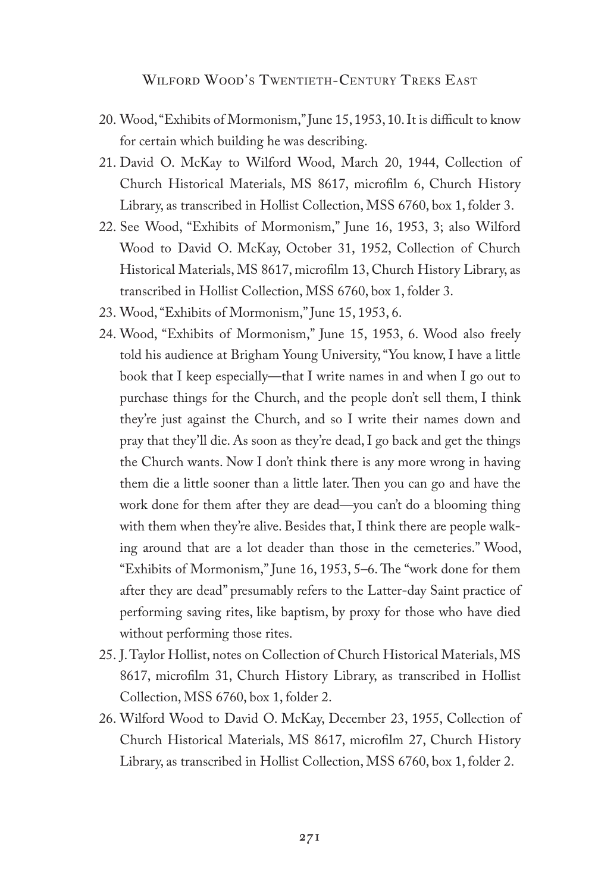20. Wood, "Exhibits of Mormonism," June 15, 1953, 10. It is difficult to know for certain which building he was describing.
21. David O. McKay to Wilford Wood, March 20, 1944, Collection of Church Historical Materials, MS 8617, microfilm 6, Church History Library, as transcribed in Hollist Collection, MSS 6760, box 1, folder 3.
22. See Wood, "Exhibits of Mormonism," June 16, 1953, 3; also Wilford Wood to David O. McKay, October 31, 1952, Collection of Church Historical Materials, MS 8617, microfilm 13, Church History Library, as transcribed in Hollist Collection, MSS 6760, box 1, folder 3.
23. Wood, "Exhibits of Mormonism," June 15, 1953, 6.
24. Wood, "Exhibits of Mormonism," June 15, 1953, 6. Wood also freely told his audience at Brigham Young University, "You know, I have a little book that I keep especially—that I write names in and when I go out to purchase things for the Church, and the people don't sell them, I think they're just against the Church, and so I write their names down and pray that they'll die. As soon as they're dead, I go back and get the things the Church wants. Now I don't think there is any more wrong in having them die a little sooner than a little later. Then you can go and have the work done for them after they are dead—you can't do a blooming thing with them when they're alive. Besides that, I think there are people walking around that are a lot deader than those in the cemeteries." Wood, "Exhibits of Mormonism," June 16, 1953, 5–6. The "work done for them after they are dead" presumably refers to the Latter-day Saint practice of performing saving rites, like baptism, by proxy for those who have died without performing those rites.
25. J. Taylor Hollist, notes on Collection of Church Historical Materials, MS 8617, microfilm 31, Church History Library, as transcribed in Hollist Collection, MSS 6760, box 1, folder 2.
26. Wilford Wood to David O. McKay, December 23, 1955, Collection of Church Historical Materials, MS 8617, microfilm 27, Church History Library, as transcribed in Hollist Collection, MSS 6760, box 1, folder 2.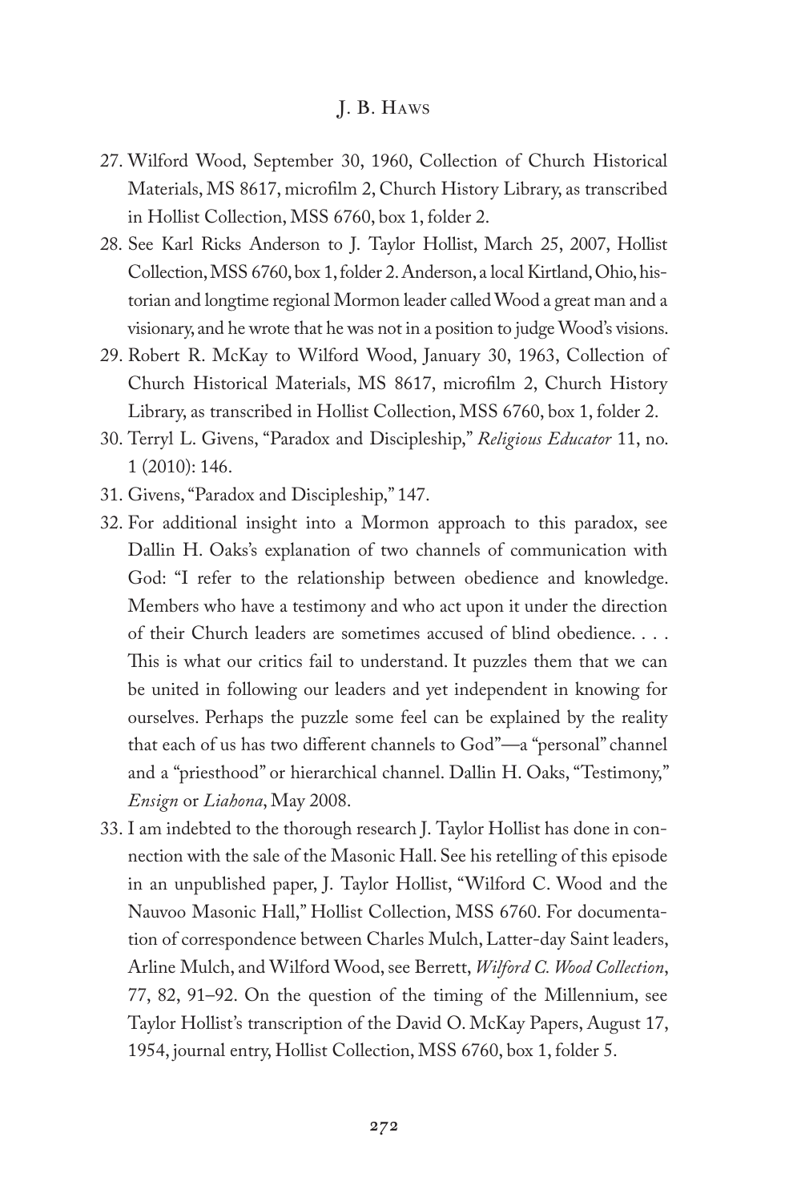27. Wilford Wood, September 30, 1960, Collection of Church Historical Materials, MS 8617, microfilm 2, Church History Library, as transcribed in Hollist Collection, MSS 6760, box 1, folder 2.
28. See Karl Ricks Anderson to J. Taylor Hollist, March 25, 2007, Hollist Collection, MSS 6760, box 1, folder 2. Anderson, a local Kirtland, Ohio, historian and longtime regional Mormon leader called Wood a great man and a visionary, and he wrote that he was not in a position to judge Wood's visions.
29. Robert R. McKay to Wilford Wood, January 30, 1963, Collection of Church Historical Materials, MS 8617, microfilm 2, Church History Library, as transcribed in Hollist Collection, MSS 6760, box 1, folder 2.
30. Terryl L. Givens, "Paradox and Discipleship," *Religious Educator* 11, no. 1 (2010): 146.
31. Givens, "Paradox and Discipleship," 147.
32. For additional insight into a Mormon approach to this paradox, see Dallin H. Oaks's explanation of two channels of communication with God: "I refer to the relationship between obedience and knowledge. Members who have a testimony and who act upon it under the direction of their Church leaders are sometimes accused of blind obedience. . . . This is what our critics fail to understand. It puzzles them that we can be united in following our leaders and yet independent in knowing for ourselves. Perhaps the puzzle some feel can be explained by the reality that each of us has two different channels to God"—a "personal" channel and a "priesthood" or hierarchical channel. Dallin H. Oaks, "Testimony," *Ensign* or *Liahona*, May 2008.
33. I am indebted to the thorough research J. Taylor Hollist has done in connection with the sale of the Masonic Hall. See his retelling of this episode in an unpublished paper, J. Taylor Hollist, "Wilford C. Wood and the Nauvoo Masonic Hall," Hollist Collection, MSS 6760. For documentation of correspondence between Charles Mulch, Latter-day Saint leaders, Arline Mulch, and Wilford Wood, see Berrett, *Wilford C. Wood Collection*, 77, 82, 91–92. On the question of the timing of the Millennium, see Taylor Hollist's transcription of the David O. McKay Papers, August 17, 1954, journal entry, Hollist Collection, MSS 6760, box 1, folder 5.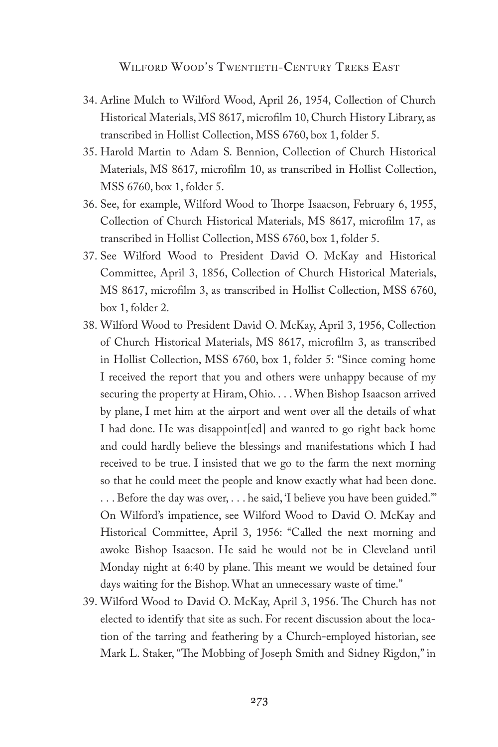34. Arline Mulch to Wilford Wood, April 26, 1954, Collection of Church Historical Materials, MS 8617, microfilm 10, Church History Library, as transcribed in Hollist Collection, MSS 6760, box 1, folder 5.
35. Harold Martin to Adam S. Bennion, Collection of Church Historical Materials, MS 8617, microfilm 10, as transcribed in Hollist Collection, MSS 6760, box 1, folder 5.
36. See, for example, Wilford Wood to Thorpe Isaacson, February 6, 1955, Collection of Church Historical Materials, MS 8617, microfilm 17, as transcribed in Hollist Collection, MSS 6760, box 1, folder 5.
37. See Wilford Wood to President David O. McKay and Historical Committee, April 3, 1856, Collection of Church Historical Materials, MS 8617, microfilm 3, as transcribed in Hollist Collection, MSS 6760, box 1, folder 2.
38. Wilford Wood to President David O. McKay, April 3, 1956, Collection of Church Historical Materials, MS 8617, microfilm 3, as transcribed in Hollist Collection, MSS 6760, box 1, folder 5: "Since coming home I received the report that you and others were unhappy because of my securing the property at Hiram, Ohio. . . . When Bishop Isaacson arrived by plane, I met him at the airport and went over all the details of what I had done. He was disappoint[ed] and wanted to go right back home and could hardly believe the blessings and manifestations which I had received to be true. I insisted that we go to the farm the next morning so that he could meet the people and know exactly what had been done. . . . Before the day was over, . . . he said, 'I believe you have been guided.'" On Wilford's impatience, see Wilford Wood to David O. McKay and Historical Committee, April 3, 1956: "Called the next morning and awoke Bishop Isaacson. He said he would not be in Cleveland until Monday night at 6:40 by plane. This meant we would be detained four days waiting for the Bishop. What an unnecessary waste of time."
39. Wilford Wood to David O. McKay, April 3, 1956. The Church has not elected to identify that site as such. For recent discussion about the location of the tarring and feathering by a Church-employed historian, see Mark L. Staker, "The Mobbing of Joseph Smith and Sidney Rigdon," in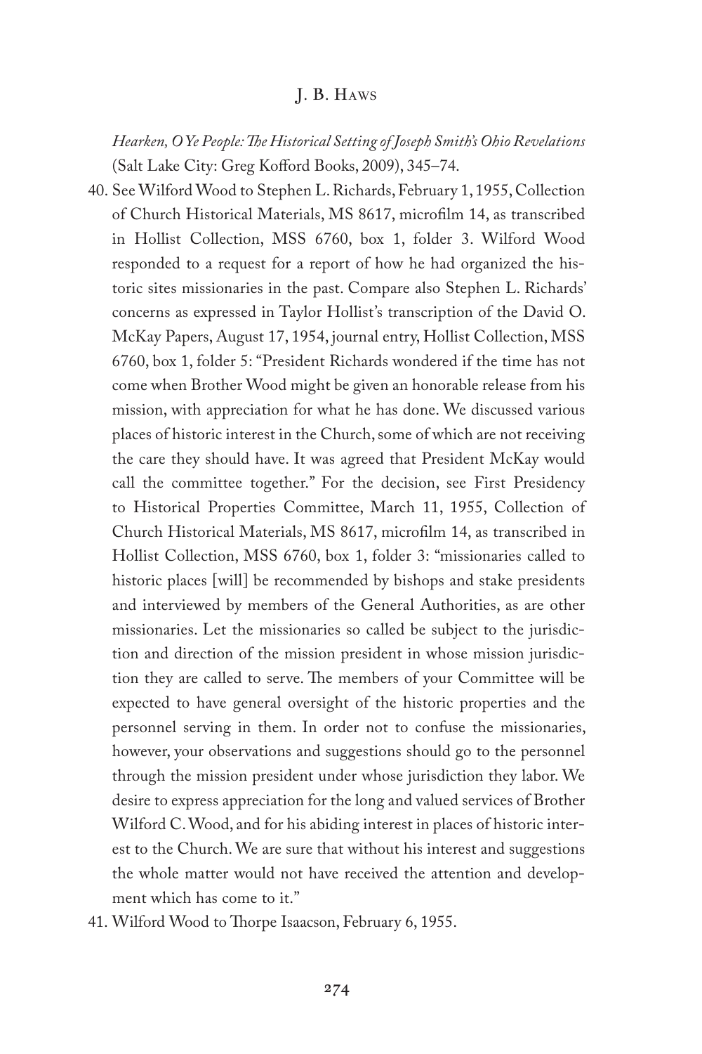*Hearken, O Ye People: The Historical Setting of Joseph Smith's Ohio Revelations* (Salt Lake City: Greg Kofford Books, 2009), 345–74.

40. See Wilford Wood to Stephen L. Richards, February 1, 1955, Collection of Church Historical Materials, MS 8617, microfilm 14, as transcribed in Hollist Collection, MSS 6760, box 1, folder 3. Wilford Wood responded to a request for a report of how he had organized the historic sites missionaries in the past. Compare also Stephen L. Richards' concerns as expressed in Taylor Hollist's transcription of the David O. McKay Papers, August 17, 1954, journal entry, Hollist Collection, MSS 6760, box 1, folder 5: "President Richards wondered if the time has not come when Brother Wood might be given an honorable release from his mission, with appreciation for what he has done. We discussed various places of historic interest in the Church, some of which are not receiving the care they should have. It was agreed that President McKay would call the committee together." For the decision, see First Presidency to Historical Properties Committee, March 11, 1955, Collection of Church Historical Materials, MS 8617, microfilm 14, as transcribed in Hollist Collection, MSS 6760, box 1, folder 3: "missionaries called to historic places [will] be recommended by bishops and stake presidents and interviewed by members of the General Authorities, as are other missionaries. Let the missionaries so called be subject to the jurisdiction and direction of the mission president in whose mission jurisdiction they are called to serve. The members of your Committee will be expected to have general oversight of the historic properties and the personnel serving in them. In order not to confuse the missionaries, however, your observations and suggestions should go to the personnel through the mission president under whose jurisdiction they labor. We desire to express appreciation for the long and valued services of Brother Wilford C. Wood, and for his abiding interest in places of historic interest to the Church. We are sure that without his interest and suggestions the whole matter would not have received the attention and development which has come to it."
41. Wilford Wood to Thorpe Isaacson, February 6, 1955.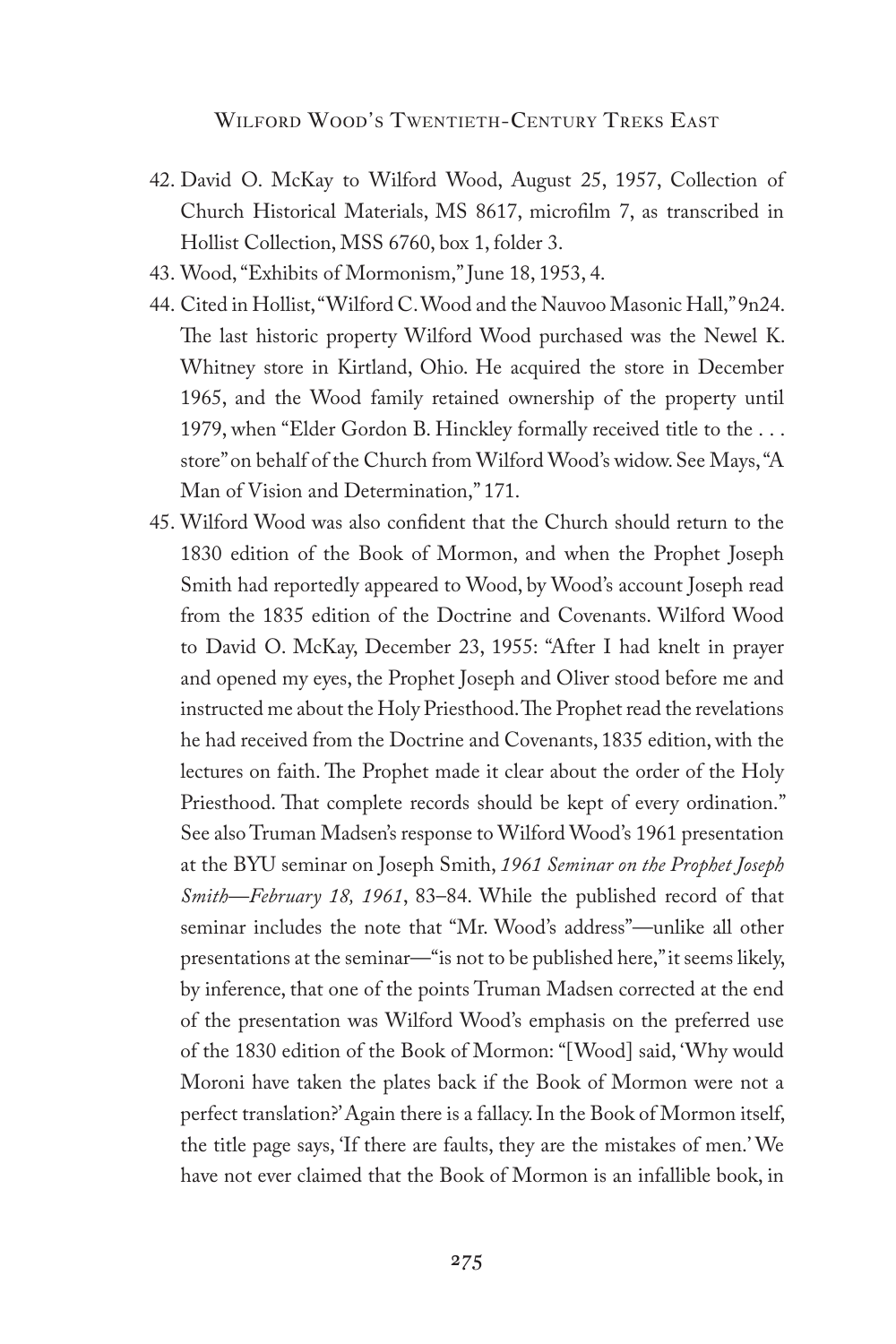42. David O. McKay to Wilford Wood, August 25, 1957, Collection of Church Historical Materials, MS 8617, microfilm 7, as transcribed in Hollist Collection, MSS 6760, box 1, folder 3.
43. Wood, "Exhibits of Mormonism," June 18, 1953, 4.
44. Cited in Hollist, "Wilford C. Wood and the Nauvoo Masonic Hall," 9n24. The last historic property Wilford Wood purchased was the Newel K. Whitney store in Kirtland, Ohio. He acquired the store in December 1965, and the Wood family retained ownership of the property until 1979, when "Elder Gordon B. Hinckley formally received title to the . . . store" on behalf of the Church from Wilford Wood's widow. See Mays, "A Man of Vision and Determination," 171.
45. Wilford Wood was also confident that the Church should return to the 1830 edition of the Book of Mormon, and when the Prophet Joseph Smith had reportedly appeared to Wood, by Wood's account Joseph read from the 1835 edition of the Doctrine and Covenants. Wilford Wood to David O. McKay, December 23, 1955: "After I had knelt in prayer and opened my eyes, the Prophet Joseph and Oliver stood before me and instructed me about the Holy Priesthood. The Prophet read the revelations he had received from the Doctrine and Covenants, 1835 edition, with the lectures on faith. The Prophet made it clear about the order of the Holy Priesthood. That complete records should be kept of every ordination." See also Truman Madsen's response to Wilford Wood's 1961 presentation at the BYU seminar on Joseph Smith, *1961 Seminar on the Prophet Joseph Smith—February 18, 1961*, 83–84. While the published record of that seminar includes the note that "Mr. Wood's address"—unlike all other presentations at the seminar—"is not to be published here," it seems likely, by inference, that one of the points Truman Madsen corrected at the end of the presentation was Wilford Wood's emphasis on the preferred use of the 1830 edition of the Book of Mormon: "[Wood] said, 'Why would Moroni have taken the plates back if the Book of Mormon were not a perfect translation?' Again there is a fallacy. In the Book of Mormon itself, the title page says, 'If there are faults, they are the mistakes of men.' We have not ever claimed that the Book of Mormon is an infallible book, in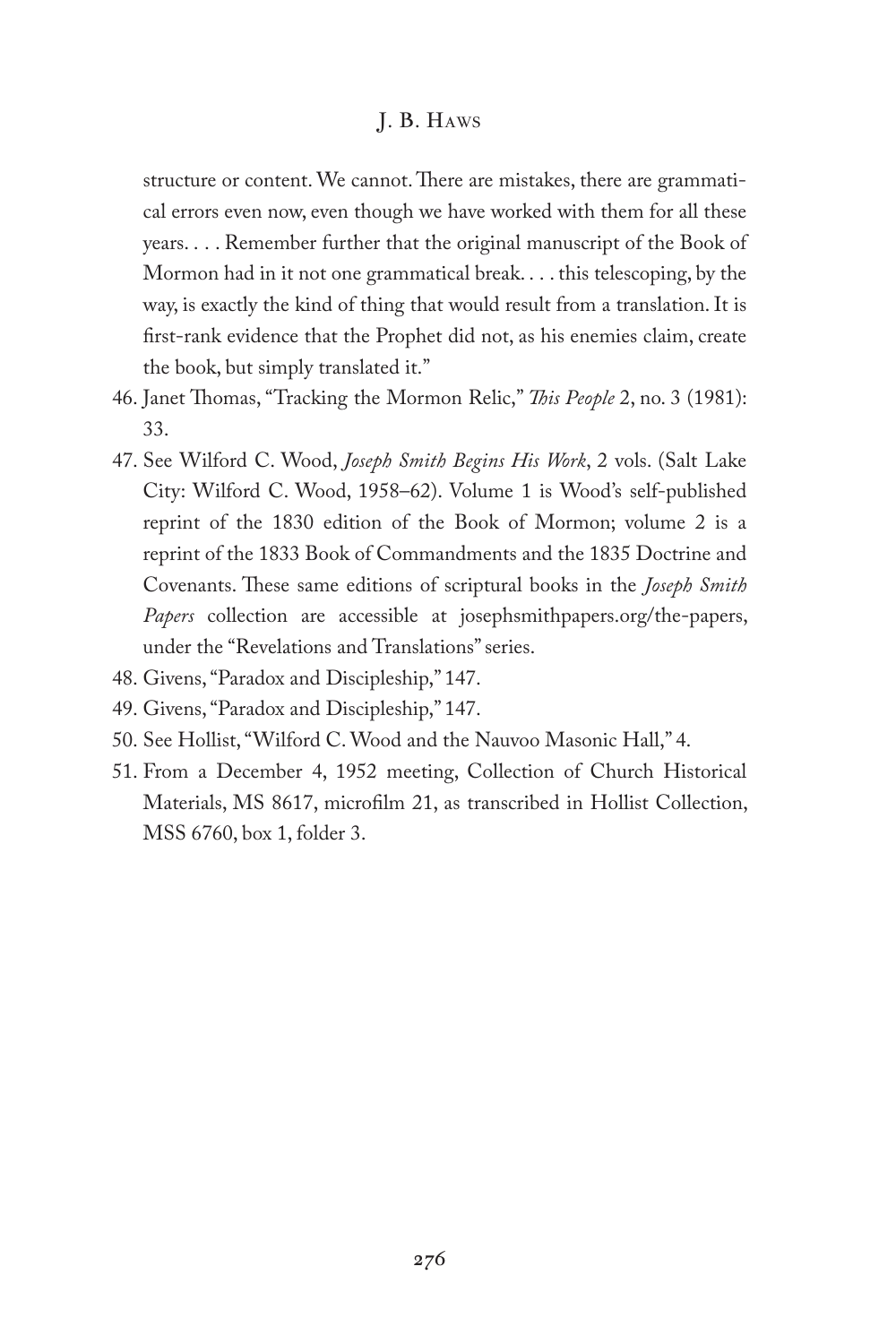structure or content. We cannot. There are mistakes, there are grammatical errors even now, even though we have worked with them for all these years. . . . Remember further that the original manuscript of the Book of Mormon had in it not one grammatical break. . . . this telescoping, by the way, is exactly the kind of thing that would result from a translation. It is first-rank evidence that the Prophet did not, as his enemies claim, create the book, but simply translated it."

46. Janet Thomas, "Tracking the Mormon Relic," *This People* 2, no. 3 (1981): 33.
47. See Wilford C. Wood, *Joseph Smith Begins His Work*, 2 vols. (Salt Lake City: Wilford C. Wood, 1958–62). Volume 1 is Wood's self-published reprint of the 1830 edition of the Book of Mormon; volume 2 is a reprint of the 1833 Book of Commandments and the 1835 Doctrine and Covenants. These same editions of scriptural books in the *Joseph Smith Papers* collection are accessible at josephsmithpapers.org/the-papers, under the "Revelations and Translations" series.
48. Givens, "Paradox and Discipleship," 147.
49. Givens, "Paradox and Discipleship," 147.
50. See Hollist, "Wilford C. Wood and the Nauvoo Masonic Hall," 4.
51. From a December 4, 1952 meeting, Collection of Church Historical Materials, MS 8617, microfilm 21, as transcribed in Hollist Collection, MSS 6760, box 1, folder 3.